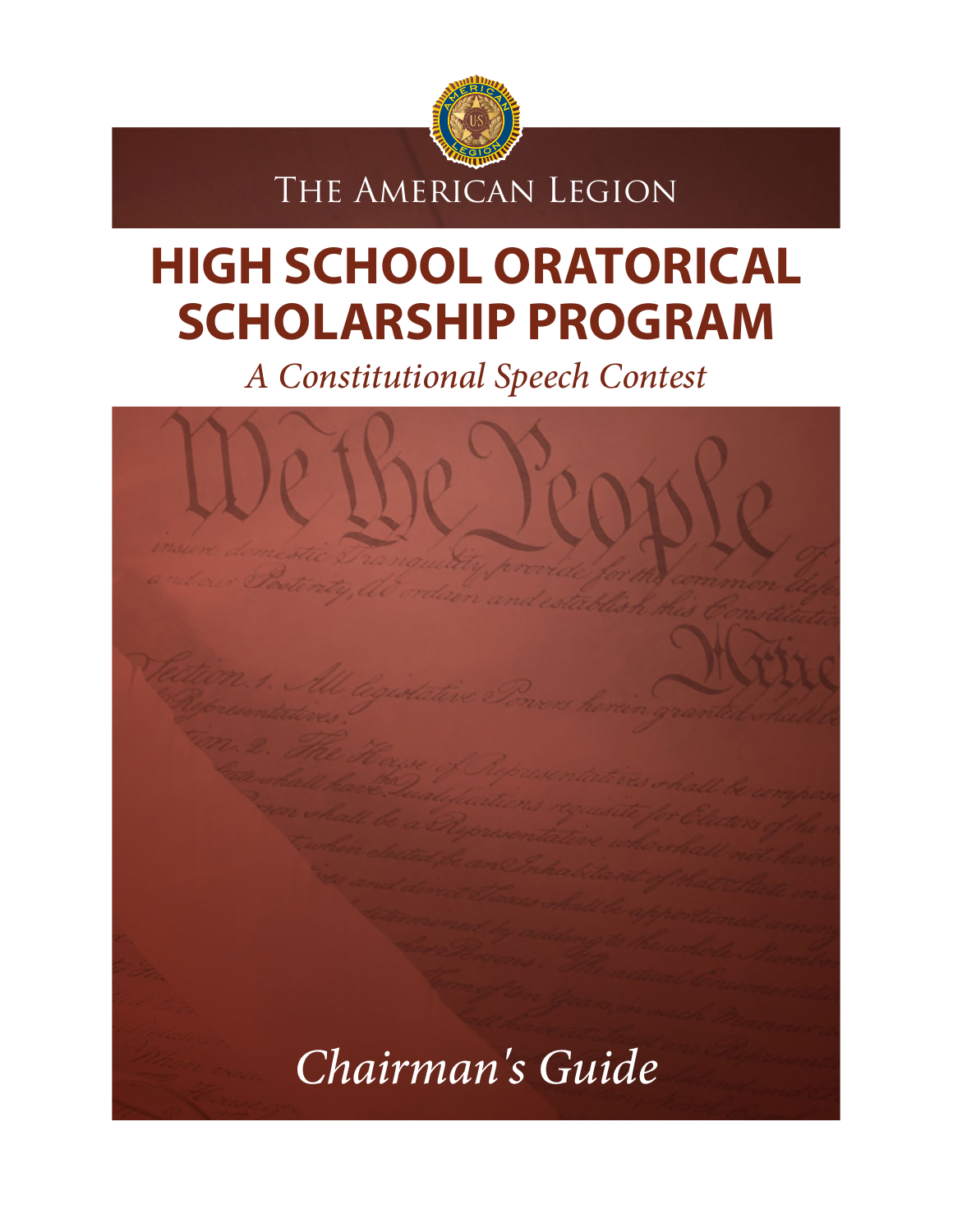The American Legion

# HIGH SCHOOL ORATORICAL SCHOLARSHIP PROGRAM

*A Constitutional Speech Contest*

*Chairman's Guide*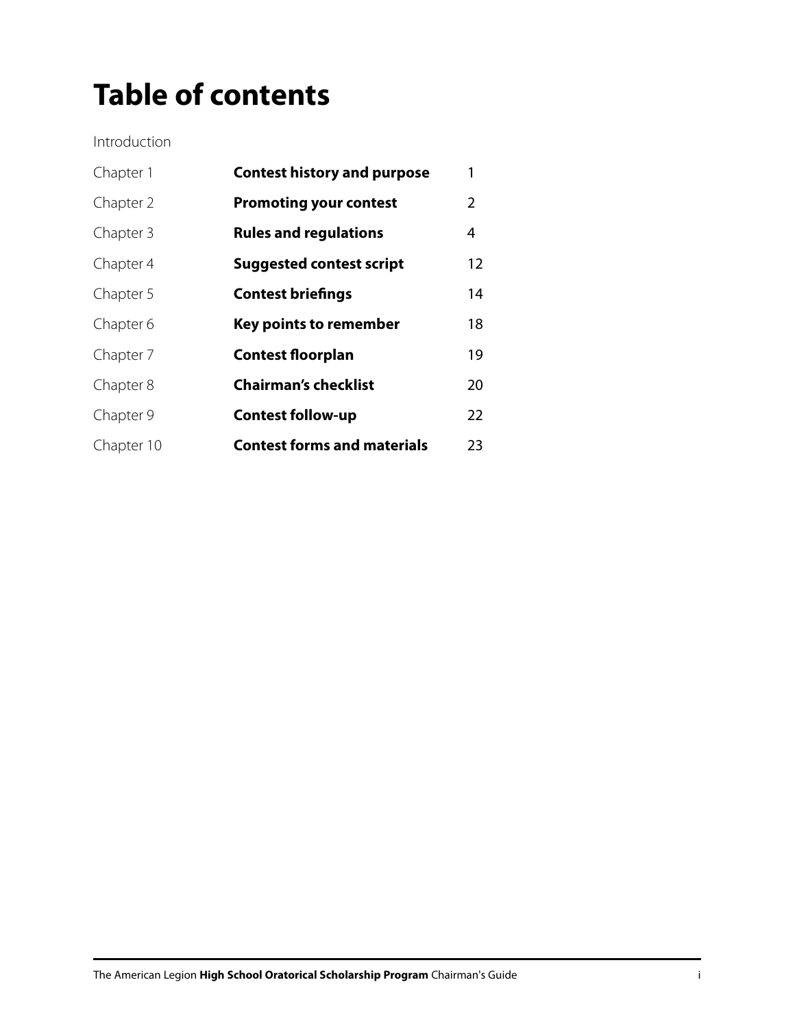# Table of contents

Introduction

| | | |
|---|---|---|
| Chapter 1 | **Contest history and purpose** | 1 |
| Chapter 2 | **Promoting your contest** | 2 |
| Chapter 3 | **Rules and regulations** | 4 |
| Chapter 4 | **Suggested contest script** | 12 |
| Chapter 5 | **Contest briefings** | 14 |
| Chapter 6 | **Key points to remember** | 18 |
| Chapter 7 | **Contest floorplan** | 19 |
| Chapter 8 | **Chairman's checklist** | 20 |
| Chapter 9 | **Contest follow-up** | 22 |
| Chapter 10 | **Contest forms and materials** | 23 |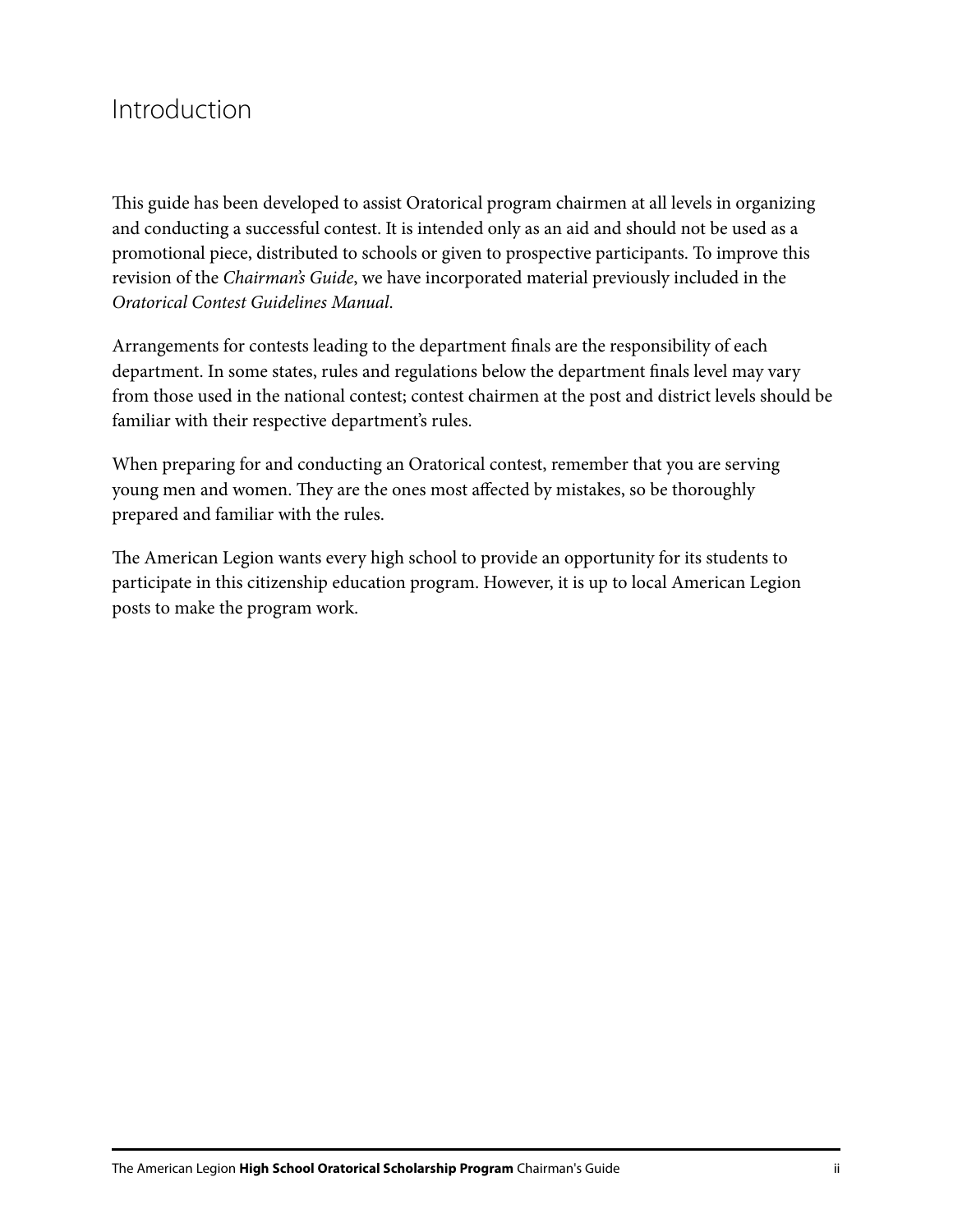# Introduction

This guide has been developed to assist Oratorical program chairmen at all levels in organizing and conducting a successful contest. It is intended only as an aid and should not be used as a promotional piece, distributed to schools or given to prospective participants. To improve this revision of the *Chairman's Guide*, we have incorporated material previously included in the *Oratorical Contest Guidelines Manual*.

Arrangements for contests leading to the department finals are the responsibility of each department. In some states, rules and regulations below the department finals level may vary from those used in the national contest; contest chairmen at the post and district levels should be familiar with their respective department's rules.

When preparing for and conducting an Oratorical contest, remember that you are serving young men and women. They are the ones most affected by mistakes, so be thoroughly prepared and familiar with the rules.

The American Legion wants every high school to provide an opportunity for its students to participate in this citizenship education program. However, it is up to local American Legion posts to make the program work.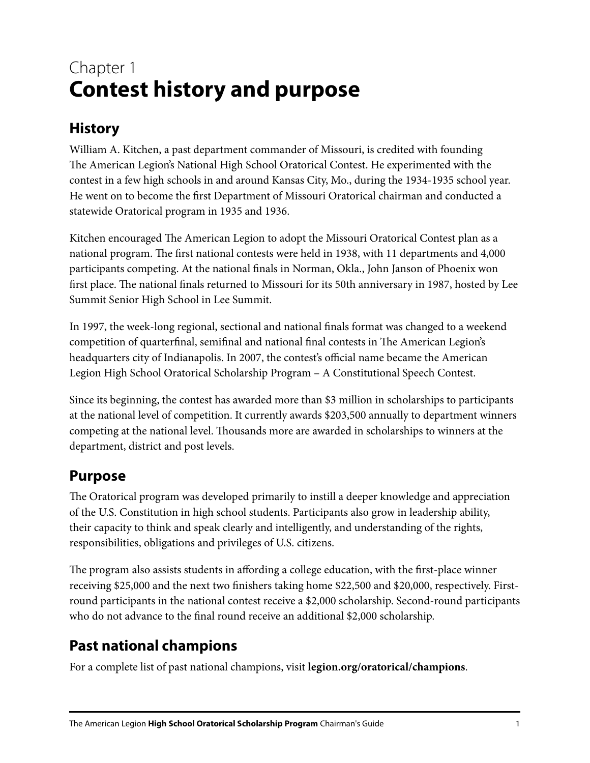# Chapter 1
# Contest history and purpose

## History

William A. Kitchen, a past department commander of Missouri, is credited with founding The American Legion's National High School Oratorical Contest. He experimented with the contest in a few high schools in and around Kansas City, Mo., during the 1934-1935 school year. He went on to become the first Department of Missouri Oratorical chairman and conducted a statewide Oratorical program in 1935 and 1936.

Kitchen encouraged The American Legion to adopt the Missouri Oratorical Contest plan as a national program. The first national contests were held in 1938, with 11 departments and 4,000 participants competing. At the national finals in Norman, Okla., John Janson of Phoenix won first place. The national finals returned to Missouri for its 50th anniversary in 1987, hosted by Lee Summit Senior High School in Lee Summit.

In 1997, the week-long regional, sectional and national finals format was changed to a weekend competition of quarterfinal, semifinal and national final contests in The American Legion's headquarters city of Indianapolis. In 2007, the contest's official name became the American Legion High School Oratorical Scholarship Program – A Constitutional Speech Contest.

Since its beginning, the contest has awarded more than $3 million in scholarships to participants at the national level of competition. It currently awards $203,500 annually to department winners competing at the national level. Thousands more are awarded in scholarships to winners at the department, district and post levels.

## Purpose

The Oratorical program was developed primarily to instill a deeper knowledge and appreciation of the U.S. Constitution in high school students. Participants also grow in leadership ability, their capacity to think and speak clearly and intelligently, and understanding of the rights, responsibilities, obligations and privileges of U.S. citizens.

The program also assists students in affording a college education, with the first-place winner receiving $25,000 and the next two finishers taking home $22,500 and $20,000, respectively. First-round participants in the national contest receive a $2,000 scholarship. Second-round participants who do not advance to the final round receive an additional $2,000 scholarship.

## Past national champions

For a complete list of past national champions, visit **legion.org/oratorical/champions**.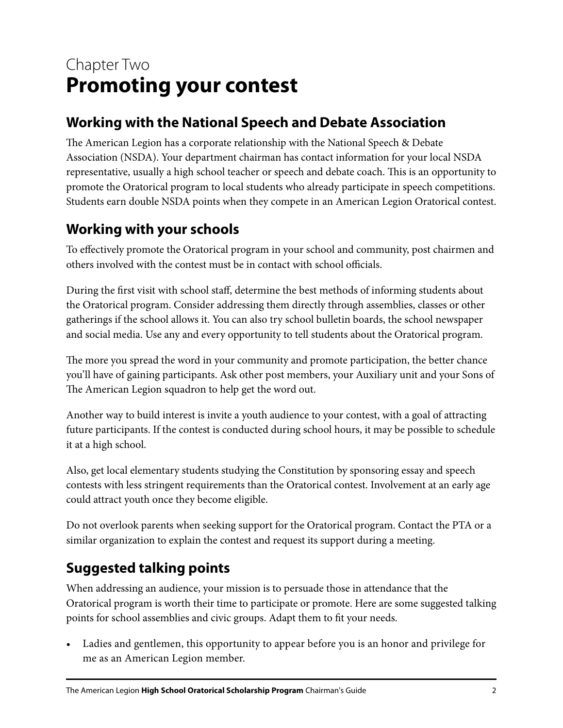# Chapter Two
# **Promoting your contest**

## Working with the National Speech and Debate Association

The American Legion has a corporate relationship with the National Speech & Debate Association (NSDA). Your department chairman has contact information for your local NSDA representative, usually a high school teacher or speech and debate coach. This is an opportunity to promote the Oratorical program to local students who already participate in speech competitions. Students earn double NSDA points when they compete in an American Legion Oratorical contest.

## Working with your schools

To effectively promote the Oratorical program in your school and community, post chairmen and others involved with the contest must be in contact with school officials.

During the first visit with school staff, determine the best methods of informing students about the Oratorical program. Consider addressing them directly through assemblies, classes or other gatherings if the school allows it. You can also try school bulletin boards, the school newspaper and social media. Use any and every opportunity to tell students about the Oratorical program.

The more you spread the word in your community and promote participation, the better chance you'll have of gaining participants. Ask other post members, your Auxiliary unit and your Sons of The American Legion squadron to help get the word out.

Another way to build interest is invite a youth audience to your contest, with a goal of attracting future participants. If the contest is conducted during school hours, it may be possible to schedule it at a high school.

Also, get local elementary students studying the Constitution by sponsoring essay and speech contests with less stringent requirements than the Oratorical contest. Involvement at an early age could attract youth once they become eligible.

Do not overlook parents when seeking support for the Oratorical program. Contact the PTA or a similar organization to explain the contest and request its support during a meeting.

## Suggested talking points

When addressing an audience, your mission is to persuade those in attendance that the Oratorical program is worth their time to participate or promote. Here are some suggested talking points for school assemblies and civic groups. Adapt them to fit your needs.

- Ladies and gentlemen, this opportunity to appear before you is an honor and privilege for me as an American Legion member.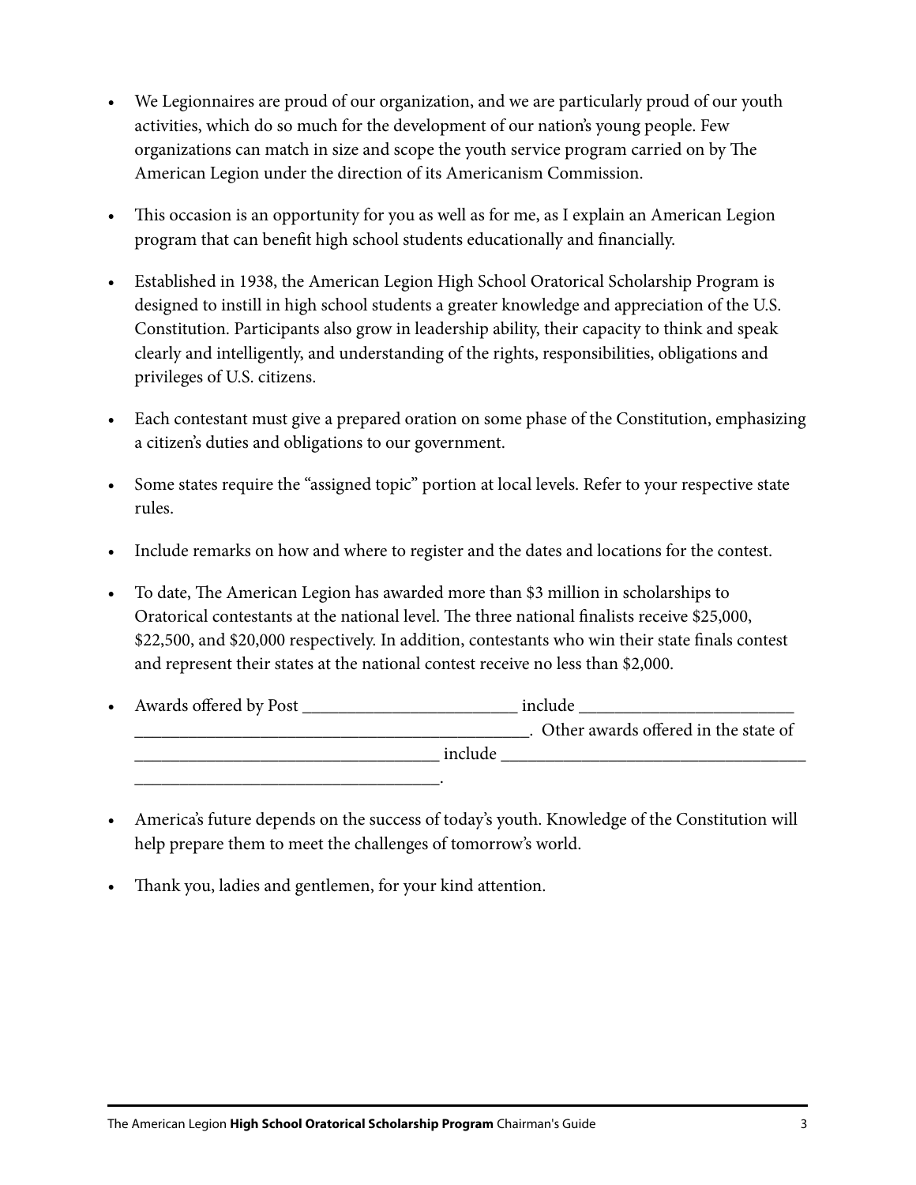- We Legionnaires are proud of our organization, and we are particularly proud of our youth activities, which do so much for the development of our nation's young people. Few organizations can match in size and scope the youth service program carried on by The American Legion under the direction of its Americanism Commission.

- This occasion is an opportunity for you as well as for me, as I explain an American Legion program that can benefit high school students educationally and financially.

- Established in 1938, the American Legion High School Oratorical Scholarship Program is designed to instill in high school students a greater knowledge and appreciation of the U.S. Constitution. Participants also grow in leadership ability, their capacity to think and speak clearly and intelligently, and understanding of the rights, responsibilities, obligations and privileges of U.S. citizens.

- Each contestant must give a prepared oration on some phase of the Constitution, emphasizing a citizen's duties and obligations to our government.

- Some states require the "assigned topic" portion at local levels. Refer to your respective state rules.

- Include remarks on how and where to register and the dates and locations for the contest.

- To date, The American Legion has awarded more than $3 million in scholarships to Oratorical contestants at the national level. The three national finalists receive $25,000, $22,500, and $20,000 respectively. In addition, contestants who win their state finals contest and represent their states at the national contest receive no less than $2,000.

- Awards offered by Post ________________________ include ________________________ ____________________________________________. Other awards offered in the state of __________________________________ include __________________________________ __________________________________.

- America's future depends on the success of today's youth. Knowledge of the Constitution will help prepare them to meet the challenges of tomorrow's world.

- Thank you, ladies and gentlemen, for your kind attention.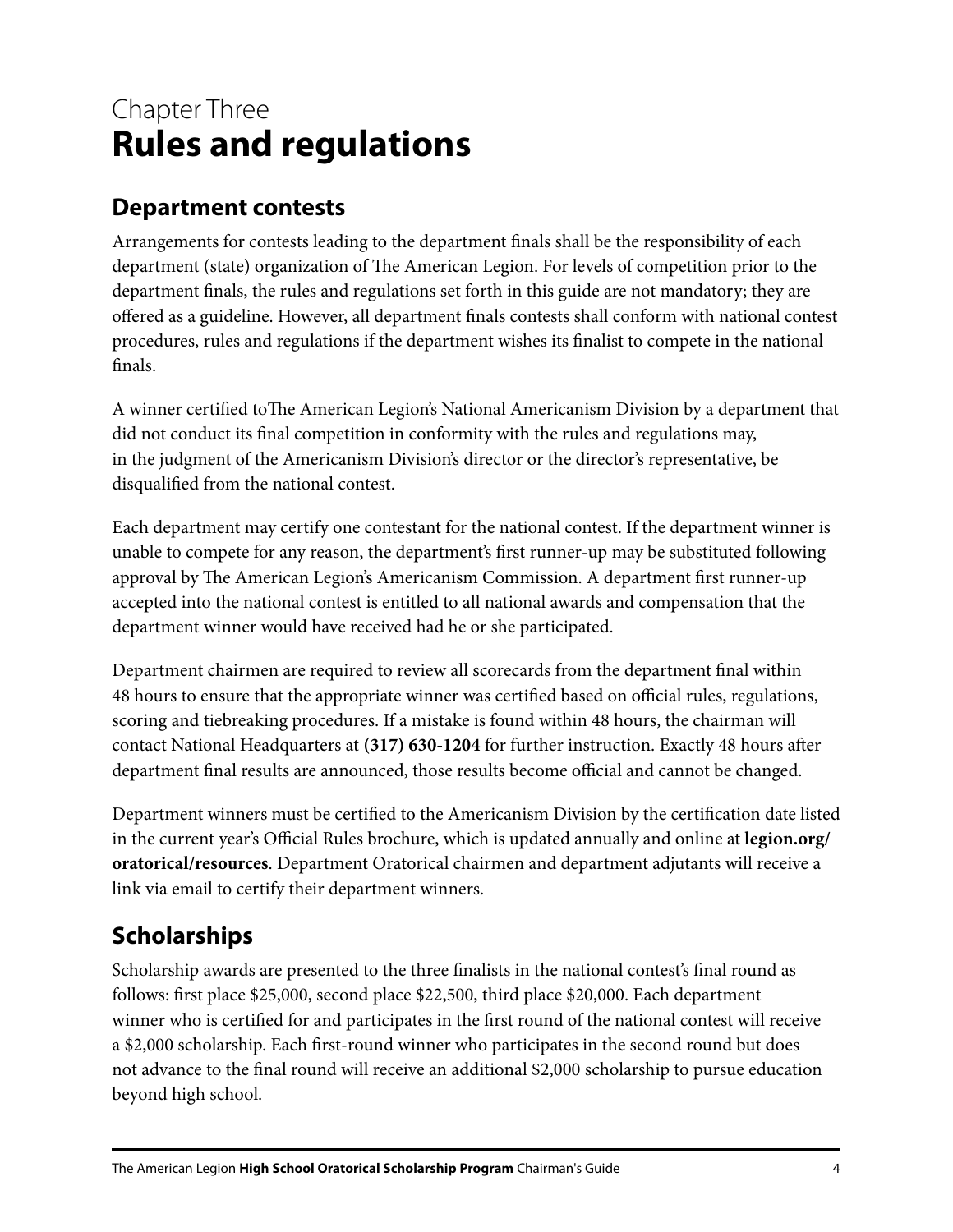# Chapter Three
# **Rules and regulations**

## **Department contests**

Arrangements for contests leading to the department finals shall be the responsibility of each department (state) organization of The American Legion. For levels of competition prior to the department finals, the rules and regulations set forth in this guide are not mandatory; they are offered as a guideline. However, all department finals contests shall conform with national contest procedures, rules and regulations if the department wishes its finalist to compete in the national finals.

A winner certified toThe American Legion's National Americanism Division by a department that did not conduct its final competition in conformity with the rules and regulations may, in the judgment of the Americanism Division's director or the director's representative, be disqualified from the national contest.

Each department may certify one contestant for the national contest. If the department winner is unable to compete for any reason, the department's first runner-up may be substituted following approval by The American Legion's Americanism Commission. A department first runner-up accepted into the national contest is entitled to all national awards and compensation that the department winner would have received had he or she participated.

Department chairmen are required to review all scorecards from the department final within 48 hours to ensure that the appropriate winner was certified based on official rules, regulations, scoring and tiebreaking procedures. If a mistake is found within 48 hours, the chairman will contact National Headquarters at **(317) 630-1204** for further instruction. Exactly 48 hours after department final results are announced, those results become official and cannot be changed.

Department winners must be certified to the Americanism Division by the certification date listed in the current year's Official Rules brochure, which is updated annually and online at **legion.org/oratorical/resources**. Department Oratorical chairmen and department adjutants will receive a link via email to certify their department winners.

## **Scholarships**

Scholarship awards are presented to the three finalists in the national contest's final round as follows: first place $25,000, second place $22,500, third place $20,000. Each department winner who is certified for and participates in the first round of the national contest will receive a $2,000 scholarship. Each first-round winner who participates in the second round but does not advance to the final round will receive an additional $2,000 scholarship to pursue education beyond high school.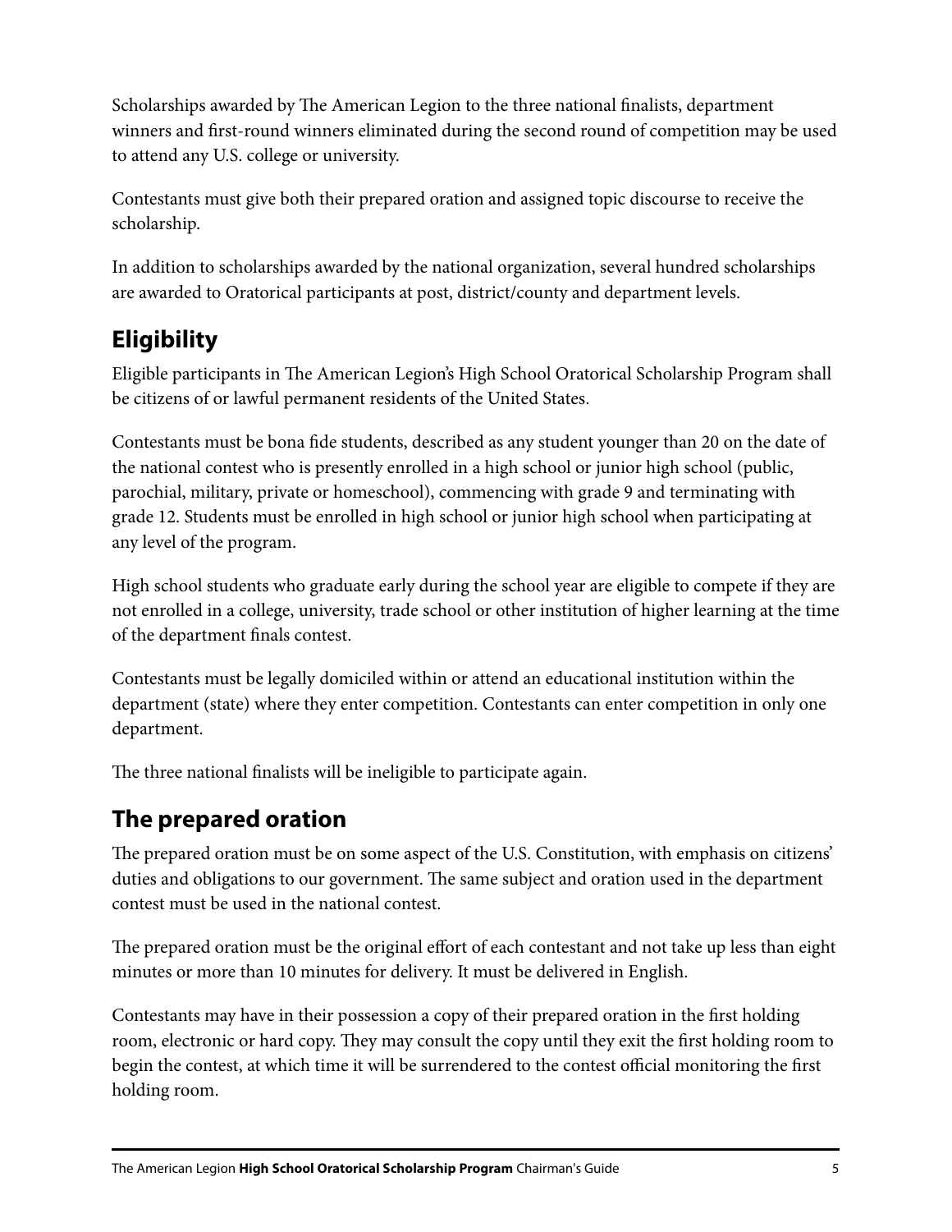Scholarships awarded by The American Legion to the three national finalists, department winners and first-round winners eliminated during the second round of competition may be used to attend any U.S. college or university.

Contestants must give both their prepared oration and assigned topic discourse to receive the scholarship.

In addition to scholarships awarded by the national organization, several hundred scholarships are awarded to Oratorical participants at post, district/county and department levels.

## Eligibility

Eligible participants in The American Legion's High School Oratorical Scholarship Program shall be citizens of or lawful permanent residents of the United States.

Contestants must be bona fide students, described as any student younger than 20 on the date of the national contest who is presently enrolled in a high school or junior high school (public, parochial, military, private or homeschool), commencing with grade 9 and terminating with grade 12. Students must be enrolled in high school or junior high school when participating at any level of the program.

High school students who graduate early during the school year are eligible to compete if they are not enrolled in a college, university, trade school or other institution of higher learning at the time of the department finals contest.

Contestants must be legally domiciled within or attend an educational institution within the department (state) where they enter competition. Contestants can enter competition in only one department.

The three national finalists will be ineligible to participate again.

## The prepared oration

The prepared oration must be on some aspect of the U.S. Constitution, with emphasis on citizens' duties and obligations to our government. The same subject and oration used in the department contest must be used in the national contest.

The prepared oration must be the original effort of each contestant and not take up less than eight minutes or more than 10 minutes for delivery. It must be delivered in English.

Contestants may have in their possession a copy of their prepared oration in the first holding room, electronic or hard copy. They may consult the copy until they exit the first holding room to begin the contest, at which time it will be surrendered to the contest official monitoring the first holding room.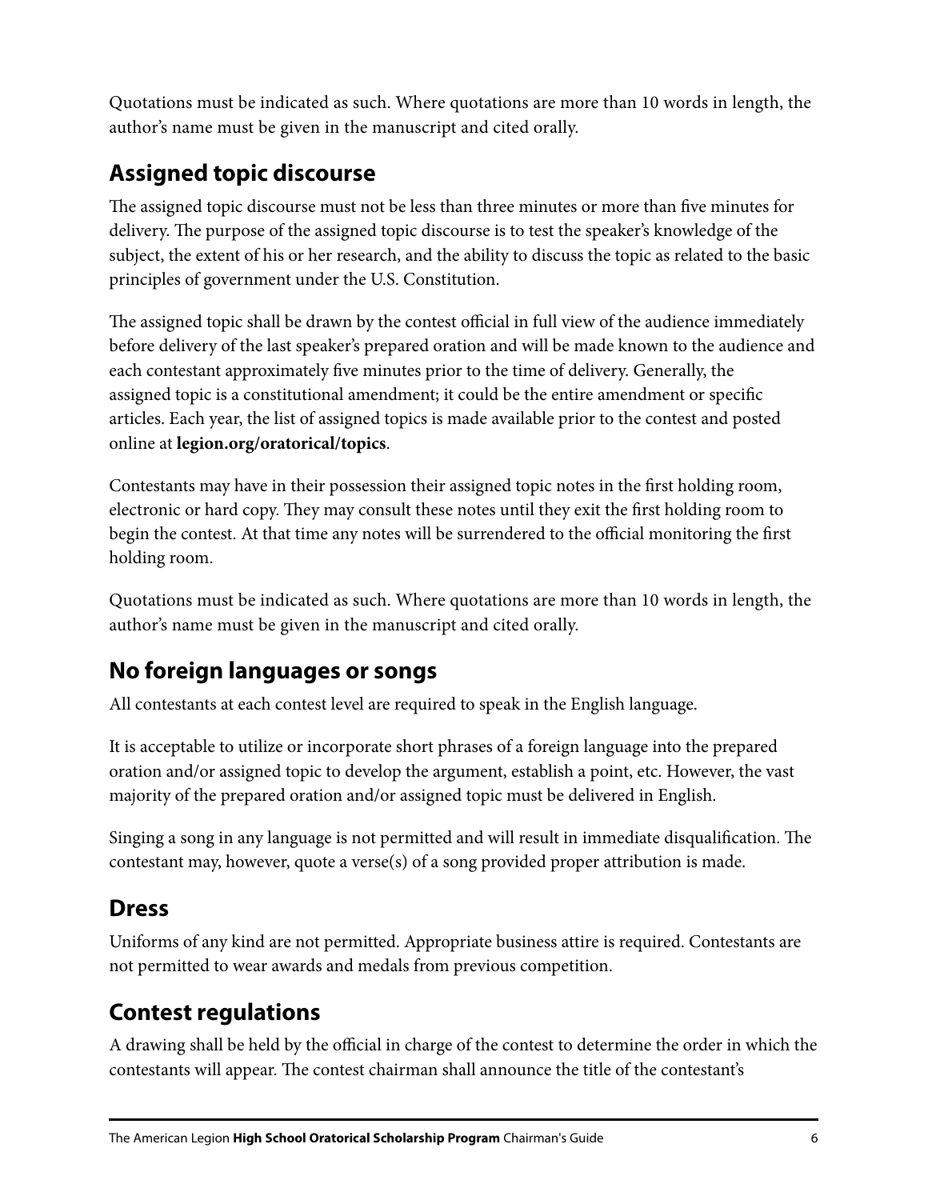Quotations must be indicated as such. Where quotations are more than 10 words in length, the author's name must be given in the manuscript and cited orally.

## Assigned topic discourse

The assigned topic discourse must not be less than three minutes or more than five minutes for delivery. The purpose of the assigned topic discourse is to test the speaker's knowledge of the subject, the extent of his or her research, and the ability to discuss the topic as related to the basic principles of government under the U.S. Constitution.

The assigned topic shall be drawn by the contest official in full view of the audience immediately before delivery of the last speaker's prepared oration and will be made known to the audience and each contestant approximately five minutes prior to the time of delivery. Generally, the assigned topic is a constitutional amendment; it could be the entire amendment or specific articles. Each year, the list of assigned topics is made available prior to the contest and posted online at **legion.org/oratorical/topics**.

Contestants may have in their possession their assigned topic notes in the first holding room, electronic or hard copy. They may consult these notes until they exit the first holding room to begin the contest. At that time any notes will be surrendered to the official monitoring the first holding room.

Quotations must be indicated as such. Where quotations are more than 10 words in length, the author's name must be given in the manuscript and cited orally.

## No foreign languages or songs

All contestants at each contest level are required to speak in the English language.

It is acceptable to utilize or incorporate short phrases of a foreign language into the prepared oration and/or assigned topic to develop the argument, establish a point, etc. However, the vast majority of the prepared oration and/or assigned topic must be delivered in English.

Singing a song in any language is not permitted and will result in immediate disqualification. The contestant may, however, quote a verse(s) of a song provided proper attribution is made.

## Dress

Uniforms of any kind are not permitted. Appropriate business attire is required. Contestants are not permitted to wear awards and medals from previous competition.

## Contest regulations

A drawing shall be held by the official in charge of the contest to determine the order in which the contestants will appear. The contest chairman shall announce the title of the contestant's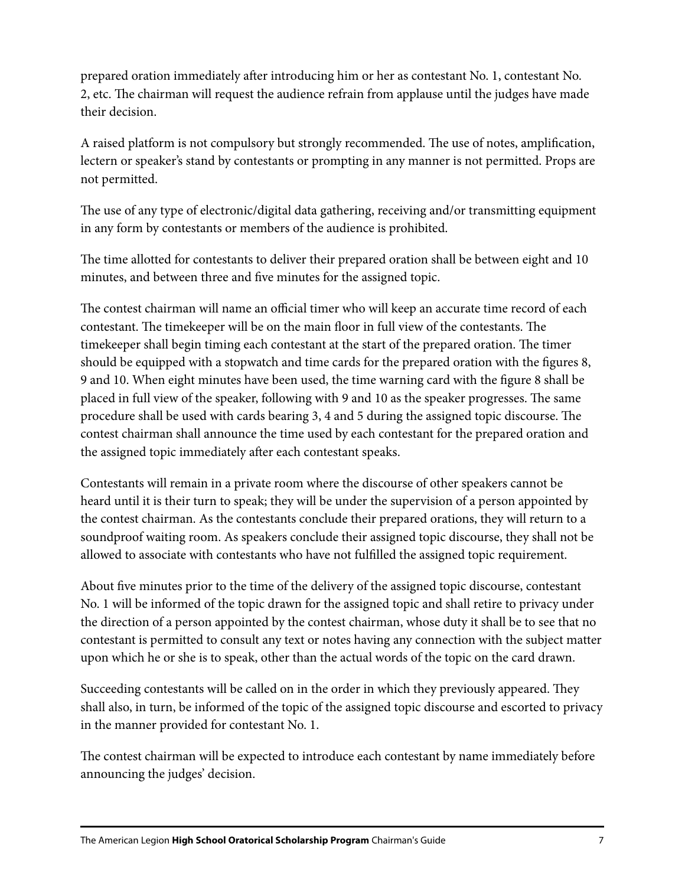prepared oration immediately after introducing him or her as contestant No. 1, contestant No. 2, etc. The chairman will request the audience refrain from applause until the judges have made their decision.

A raised platform is not compulsory but strongly recommended. The use of notes, amplification, lectern or speaker's stand by contestants or prompting in any manner is not permitted. Props are not permitted.

The use of any type of electronic/digital data gathering, receiving and/or transmitting equipment in any form by contestants or members of the audience is prohibited.

The time allotted for contestants to deliver their prepared oration shall be between eight and 10 minutes, and between three and five minutes for the assigned topic.

The contest chairman will name an official timer who will keep an accurate time record of each contestant. The timekeeper will be on the main floor in full view of the contestants. The timekeeper shall begin timing each contestant at the start of the prepared oration. The timer should be equipped with a stopwatch and time cards for the prepared oration with the figures 8, 9 and 10. When eight minutes have been used, the time warning card with the figure 8 shall be placed in full view of the speaker, following with 9 and 10 as the speaker progresses. The same procedure shall be used with cards bearing 3, 4 and 5 during the assigned topic discourse. The contest chairman shall announce the time used by each contestant for the prepared oration and the assigned topic immediately after each contestant speaks.

Contestants will remain in a private room where the discourse of other speakers cannot be heard until it is their turn to speak; they will be under the supervision of a person appointed by the contest chairman. As the contestants conclude their prepared orations, they will return to a soundproof waiting room. As speakers conclude their assigned topic discourse, they shall not be allowed to associate with contestants who have not fulfilled the assigned topic requirement.

About five minutes prior to the time of the delivery of the assigned topic discourse, contestant No. 1 will be informed of the topic drawn for the assigned topic and shall retire to privacy under the direction of a person appointed by the contest chairman, whose duty it shall be to see that no contestant is permitted to consult any text or notes having any connection with the subject matter upon which he or she is to speak, other than the actual words of the topic on the card drawn.

Succeeding contestants will be called on in the order in which they previously appeared. They shall also, in turn, be informed of the topic of the assigned topic discourse and escorted to privacy in the manner provided for contestant No. 1.

The contest chairman will be expected to introduce each contestant by name immediately before announcing the judges' decision.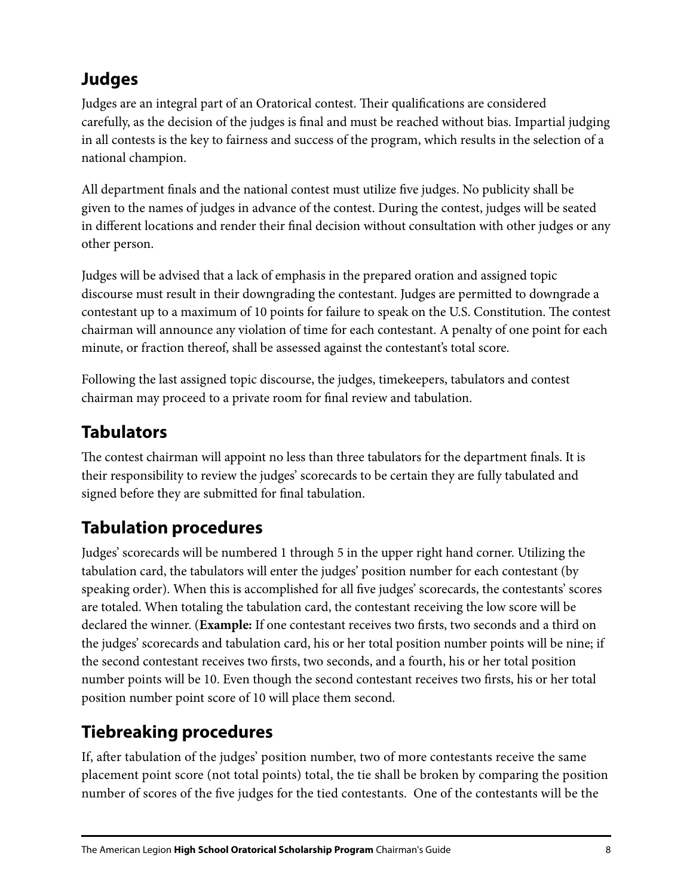## Judges

Judges are an integral part of an Oratorical contest. Their qualifications are considered carefully, as the decision of the judges is final and must be reached without bias. Impartial judging in all contests is the key to fairness and success of the program, which results in the selection of a national champion.

All department finals and the national contest must utilize five judges. No publicity shall be given to the names of judges in advance of the contest. During the contest, judges will be seated in different locations and render their final decision without consultation with other judges or any other person.

Judges will be advised that a lack of emphasis in the prepared oration and assigned topic discourse must result in their downgrading the contestant. Judges are permitted to downgrade a contestant up to a maximum of 10 points for failure to speak on the U.S. Constitution. The contest chairman will announce any violation of time for each contestant. A penalty of one point for each minute, or fraction thereof, shall be assessed against the contestant's total score.

Following the last assigned topic discourse, the judges, timekeepers, tabulators and contest chairman may proceed to a private room for final review and tabulation.

## Tabulators

The contest chairman will appoint no less than three tabulators for the department finals. It is their responsibility to review the judges' scorecards to be certain they are fully tabulated and signed before they are submitted for final tabulation.

## Tabulation procedures

Judges' scorecards will be numbered 1 through 5 in the upper right hand corner. Utilizing the tabulation card, the tabulators will enter the judges' position number for each contestant (by speaking order). When this is accomplished for all five judges' scorecards, the contestants' scores are totaled. When totaling the tabulation card, the contestant receiving the low score will be declared the winner. (**Example:** If one contestant receives two firsts, two seconds and a third on the judges' scorecards and tabulation card, his or her total position number points will be nine; if the second contestant receives two firsts, two seconds, and a fourth, his or her total position number points will be 10. Even though the second contestant receives two firsts, his or her total position number point score of 10 will place them second.

## Tiebreaking procedures

If, after tabulation of the judges' position number, two of more contestants receive the same placement point score (not total points) total, the tie shall be broken by comparing the position number of scores of the five judges for the tied contestants. One of the contestants will be the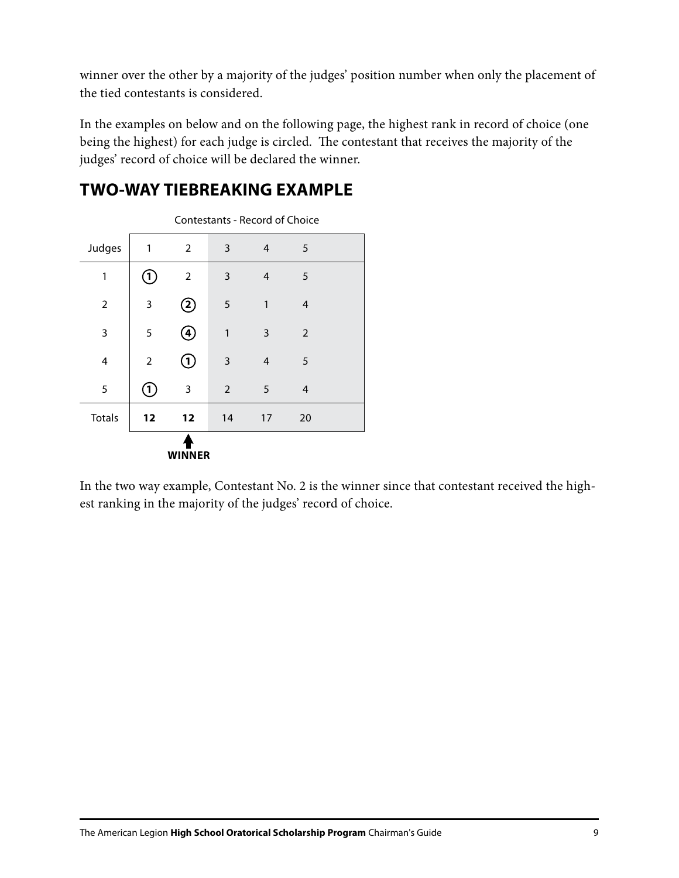winner over the other by a majority of the judges' position number when only the placement of the tied contestants is considered.

In the examples on below and on the following page, the highest rank in record of choice (one being the highest) for each judge is circled. The contestant that receives the majority of the judges' record of choice will be declared the winner.

## TWO-WAY TIEBREAKING EXAMPLE

Contestants - Record of Choice

| Judges | 1 | 2 | 3 | 4 | 5 |
|---|---|---|---|---|---|
| 1 | (1) | 2 | 3 | 4 | 5 |
| 2 | 3 | (2) | 5 | 1 | 4 |
| 3 | 5 | (4) | 1 | 3 | 2 |
| 4 | 2 | (1) | 3 | 4 | 5 |
| 5 | (1) | 3 | 2 | 5 | 4 |
| Totals | **12** | **12** | 14 | 17 | 20 |
| | | **WINNER** | | | |

In the two way example, Contestant No. 2 is the winner since that contestant received the highest ranking in the majority of the judges' record of choice.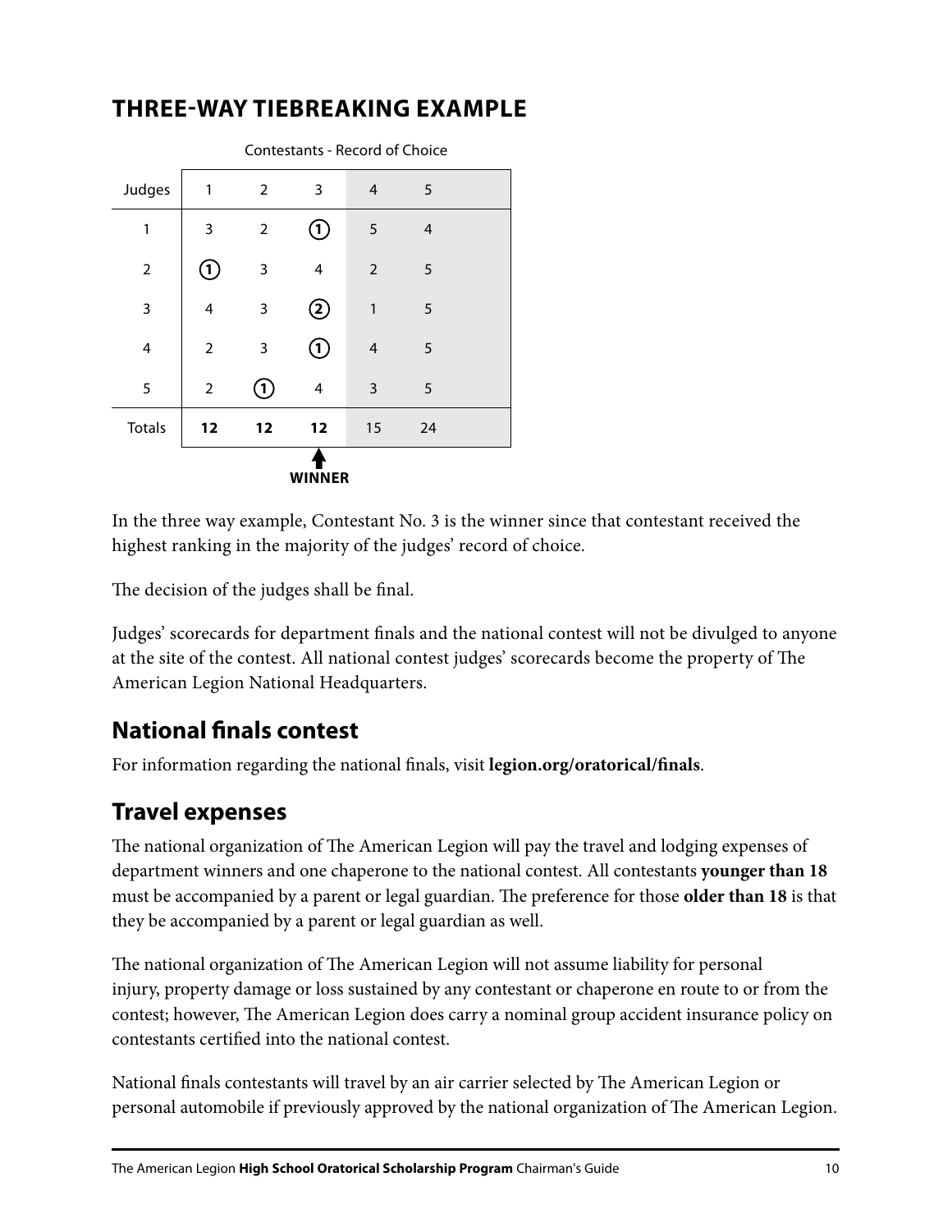## THREE-WAY TIEBREAKING EXAMPLE

Contestants - Record of Choice

| Judges | 1 | 2 | 3 | 4 | 5 |
|---|---|---|---|---|---|
| 1 | 3 | 2 | (1) | 5 | 4 |
| 2 | (1) | 3 | 4 | 2 | 5 |
| 3 | 4 | 3 | (2) | 1 | 5 |
| 4 | 2 | 3 | (1) | 4 | 5 |
| 5 | 2 | (1) | 4 | 3 | 5 |
| Totals | **12** | **12** | **12** | 15 | 24 |
| | | | **WINNER** | | |

In the three way example, Contestant No. 3 is the winner since that contestant received the highest ranking in the majority of the judges' record of choice.

The decision of the judges shall be final.

Judges' scorecards for department finals and the national contest will not be divulged to anyone at the site of the contest. All national contest judges' scorecards become the property of The American Legion National Headquarters.

## National finals contest

For information regarding the national finals, visit **legion.org/oratorical/finals**.

## Travel expenses

The national organization of The American Legion will pay the travel and lodging expenses of department winners and one chaperone to the national contest. All contestants **younger than 18** must be accompanied by a parent or legal guardian. The preference for those **older than 18** is that they be accompanied by a parent or legal guardian as well.

The national organization of The American Legion will not assume liability for personal injury, property damage or loss sustained by any contestant or chaperone en route to or from the contest; however, The American Legion does carry a nominal group accident insurance policy on contestants certified into the national contest.

National finals contestants will travel by an air carrier selected by The American Legion or personal automobile if previously approved by the national organization of The American Legion.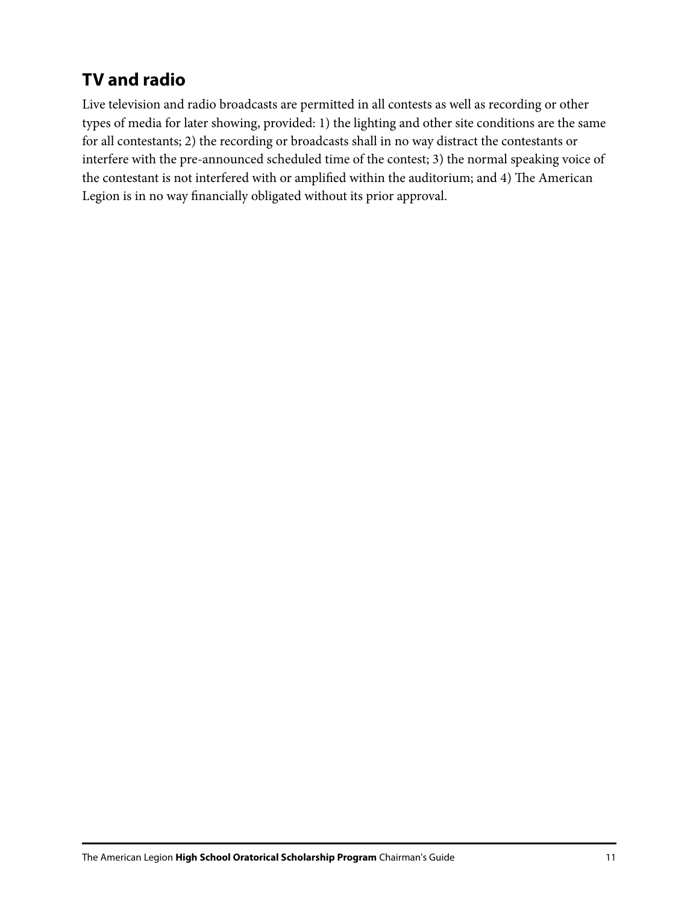## TV and radio

Live television and radio broadcasts are permitted in all contests as well as recording or other types of media for later showing, provided: 1) the lighting and other site conditions are the same for all contestants; 2) the recording or broadcasts shall in no way distract the contestants or interfere with the pre-announced scheduled time of the contest; 3) the normal speaking voice of the contestant is not interfered with or amplified within the auditorium; and 4) The American Legion is in no way financially obligated without its prior approval.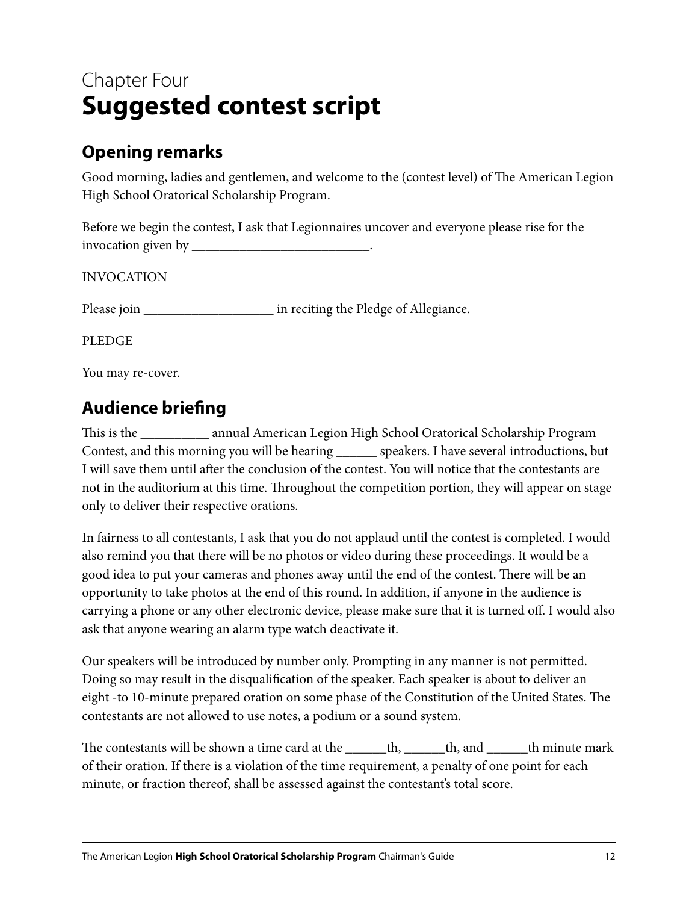Chapter Four
# Suggested contest script

## Opening remarks

Good morning, ladies and gentlemen, and welcome to the (contest level) of The American Legion High School Oratorical Scholarship Program.

Before we begin the contest, I ask that Legionnaires uncover and everyone please rise for the invocation given by ___________________________.

INVOCATION

Please join ___________________ in reciting the Pledge of Allegiance.

PLEDGE

You may re-cover.

## Audience briefing

This is the __________ annual American Legion High School Oratorical Scholarship Program Contest, and this morning you will be hearing ______ speakers. I have several introductions, but I will save them until after the conclusion of the contest. You will notice that the contestants are not in the auditorium at this time. Throughout the competition portion, they will appear on stage only to deliver their respective orations.

In fairness to all contestants, I ask that you do not applaud until the contest is completed. I would also remind you that there will be no photos or video during these proceedings. It would be a good idea to put your cameras and phones away until the end of the contest. There will be an opportunity to take photos at the end of this round. In addition, if anyone in the audience is carrying a phone or any other electronic device, please make sure that it is turned off. I would also ask that anyone wearing an alarm type watch deactivate it.

Our speakers will be introduced by number only. Prompting in any manner is not permitted. Doing so may result in the disqualification of the speaker. Each speaker is about to deliver an eight -to 10-minute prepared oration on some phase of the Constitution of the United States. The contestants are not allowed to use notes, a podium or a sound system.

The contestants will be shown a time card at the ______th, ______th, and ______th minute mark of their oration. If there is a violation of the time requirement, a penalty of one point for each minute, or fraction thereof, shall be assessed against the contestant's total score.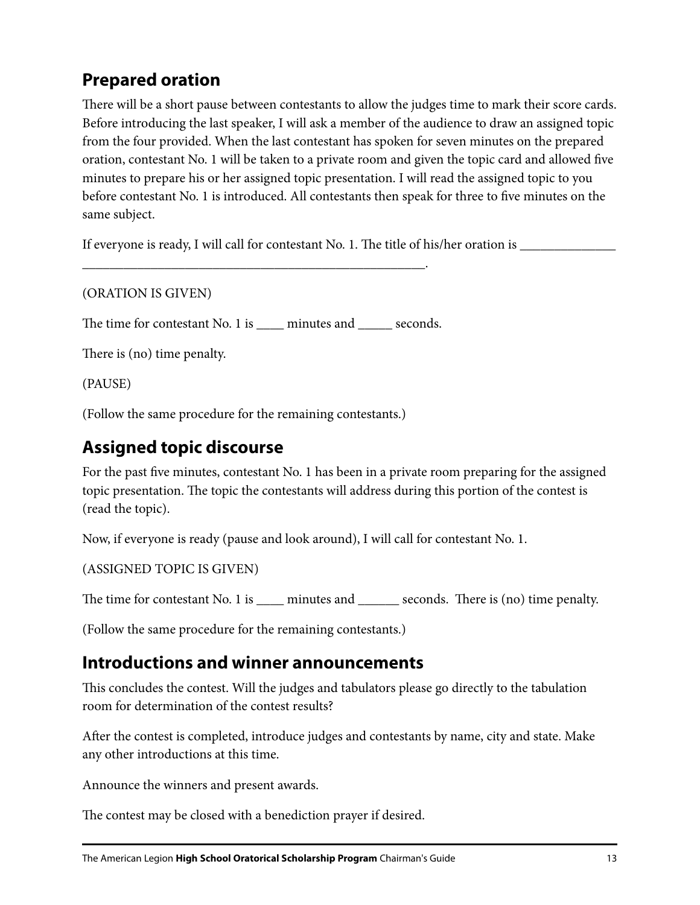## Prepared oration

There will be a short pause between contestants to allow the judges time to mark their score cards. Before introducing the last speaker, I will ask a member of the audience to draw an assigned topic from the four provided. When the last contestant has spoken for seven minutes on the prepared oration, contestant No. 1 will be taken to a private room and given the topic card and allowed five minutes to prepare his or her assigned topic presentation. I will read the assigned topic to you before contestant No. 1 is introduced. All contestants then speak for three to five minutes on the same subject.

If everyone is ready, I will call for contestant No. 1. The title of his/her oration is ______________ ___________________________________________________.

(ORATION IS GIVEN)

The time for contestant No. 1 is ____ minutes and _____ seconds.

There is (no) time penalty.

(PAUSE)

(Follow the same procedure for the remaining contestants.)

## Assigned topic discourse

For the past five minutes, contestant No. 1 has been in a private room preparing for the assigned topic presentation. The topic the contestants will address during this portion of the contest is (read the topic).

Now, if everyone is ready (pause and look around), I will call for contestant No. 1.

(ASSIGNED TOPIC IS GIVEN)

The time for contestant No. 1 is ____ minutes and ______ seconds. There is (no) time penalty.

(Follow the same procedure for the remaining contestants.)

## Introductions and winner announcements

This concludes the contest. Will the judges and tabulators please go directly to the tabulation room for determination of the contest results?

After the contest is completed, introduce judges and contestants by name, city and state. Make any other introductions at this time.

Announce the winners and present awards.

The contest may be closed with a benediction prayer if desired.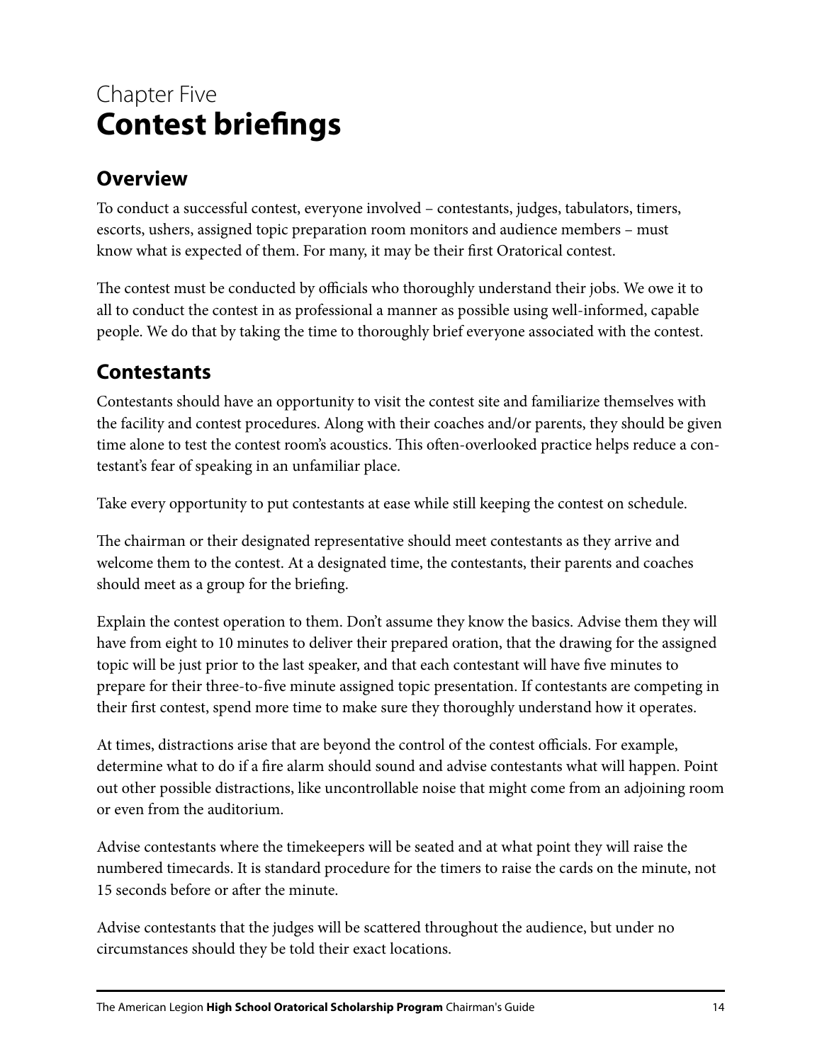# Chapter Five
# **Contest briefings**

## Overview

To conduct a successful contest, everyone involved – contestants, judges, tabulators, timers, escorts, ushers, assigned topic preparation room monitors and audience members – must know what is expected of them. For many, it may be their first Oratorical contest.

The contest must be conducted by officials who thoroughly understand their jobs. We owe it to all to conduct the contest in as professional a manner as possible using well-informed, capable people. We do that by taking the time to thoroughly brief everyone associated with the contest.

## Contestants

Contestants should have an opportunity to visit the contest site and familiarize themselves with the facility and contest procedures. Along with their coaches and/or parents, they should be given time alone to test the contest room's acoustics. This often-overlooked practice helps reduce a contestant's fear of speaking in an unfamiliar place.

Take every opportunity to put contestants at ease while still keeping the contest on schedule.

The chairman or their designated representative should meet contestants as they arrive and welcome them to the contest. At a designated time, the contestants, their parents and coaches should meet as a group for the briefing.

Explain the contest operation to them. Don't assume they know the basics. Advise them they will have from eight to 10 minutes to deliver their prepared oration, that the drawing for the assigned topic will be just prior to the last speaker, and that each contestant will have five minutes to prepare for their three-to-five minute assigned topic presentation. If contestants are competing in their first contest, spend more time to make sure they thoroughly understand how it operates.

At times, distractions arise that are beyond the control of the contest officials. For example, determine what to do if a fire alarm should sound and advise contestants what will happen. Point out other possible distractions, like uncontrollable noise that might come from an adjoining room or even from the auditorium.

Advise contestants where the timekeepers will be seated and at what point they will raise the numbered timecards. It is standard procedure for the timers to raise the cards on the minute, not 15 seconds before or after the minute.

Advise contestants that the judges will be scattered throughout the audience, but under no circumstances should they be told their exact locations.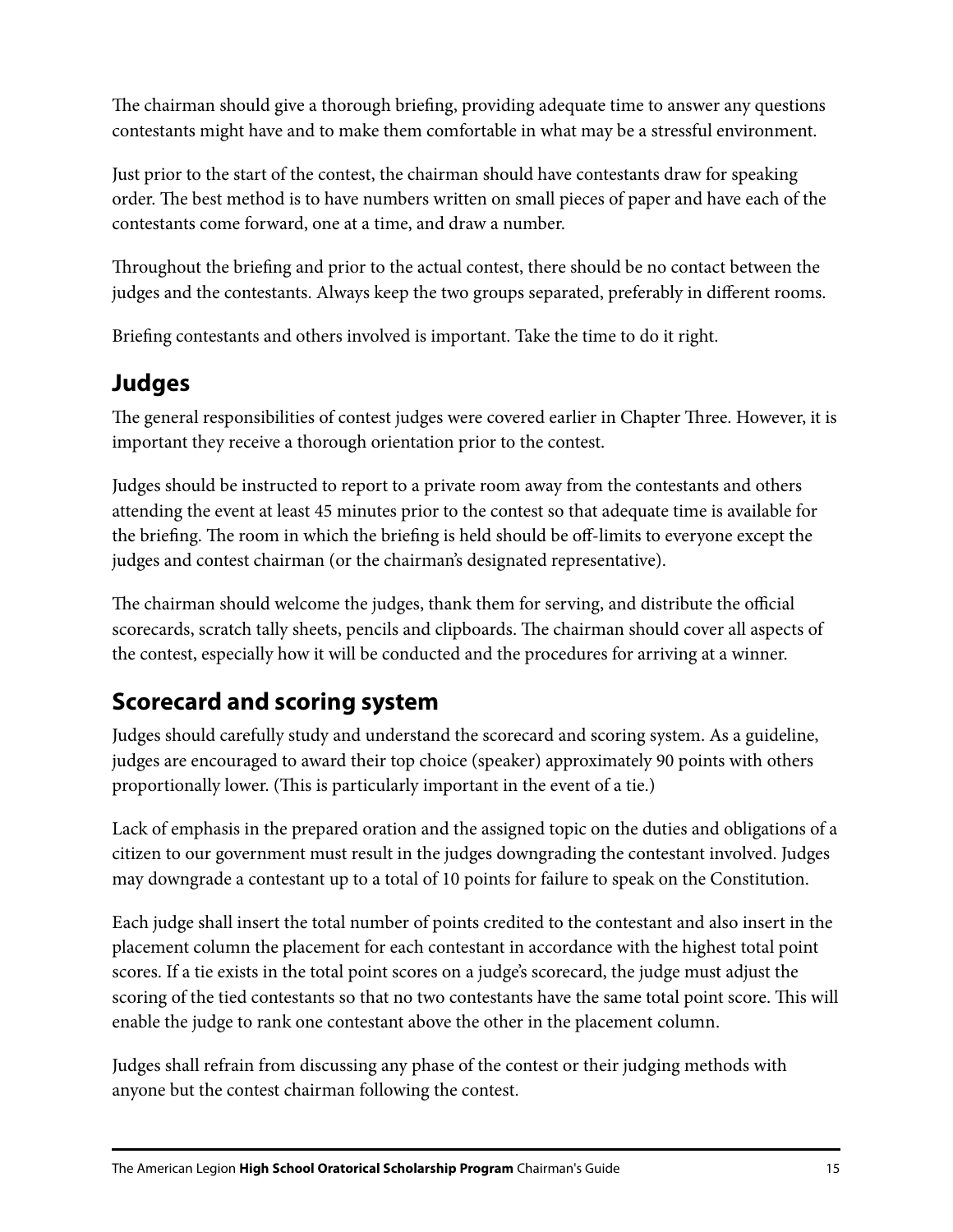The chairman should give a thorough briefing, providing adequate time to answer any questions contestants might have and to make them comfortable in what may be a stressful environment.

Just prior to the start of the contest, the chairman should have contestants draw for speaking order. The best method is to have numbers written on small pieces of paper and have each of the contestants come forward, one at a time, and draw a number.

Throughout the briefing and prior to the actual contest, there should be no contact between the judges and the contestants. Always keep the two groups separated, preferably in different rooms.

Briefing contestants and others involved is important. Take the time to do it right.

## Judges

The general responsibilities of contest judges were covered earlier in Chapter Three. However, it is important they receive a thorough orientation prior to the contest.

Judges should be instructed to report to a private room away from the contestants and others attending the event at least 45 minutes prior to the contest so that adequate time is available for the briefing. The room in which the briefing is held should be off-limits to everyone except the judges and contest chairman (or the chairman's designated representative).

The chairman should welcome the judges, thank them for serving, and distribute the official scorecards, scratch tally sheets, pencils and clipboards. The chairman should cover all aspects of the contest, especially how it will be conducted and the procedures for arriving at a winner.

## Scorecard and scoring system

Judges should carefully study and understand the scorecard and scoring system. As a guideline, judges are encouraged to award their top choice (speaker) approximately 90 points with others proportionally lower. (This is particularly important in the event of a tie.)

Lack of emphasis in the prepared oration and the assigned topic on the duties and obligations of a citizen to our government must result in the judges downgrading the contestant involved. Judges may downgrade a contestant up to a total of 10 points for failure to speak on the Constitution.

Each judge shall insert the total number of points credited to the contestant and also insert in the placement column the placement for each contestant in accordance with the highest total point scores. If a tie exists in the total point scores on a judge's scorecard, the judge must adjust the scoring of the tied contestants so that no two contestants have the same total point score. This will enable the judge to rank one contestant above the other in the placement column.

Judges shall refrain from discussing any phase of the contest or their judging methods with anyone but the contest chairman following the contest.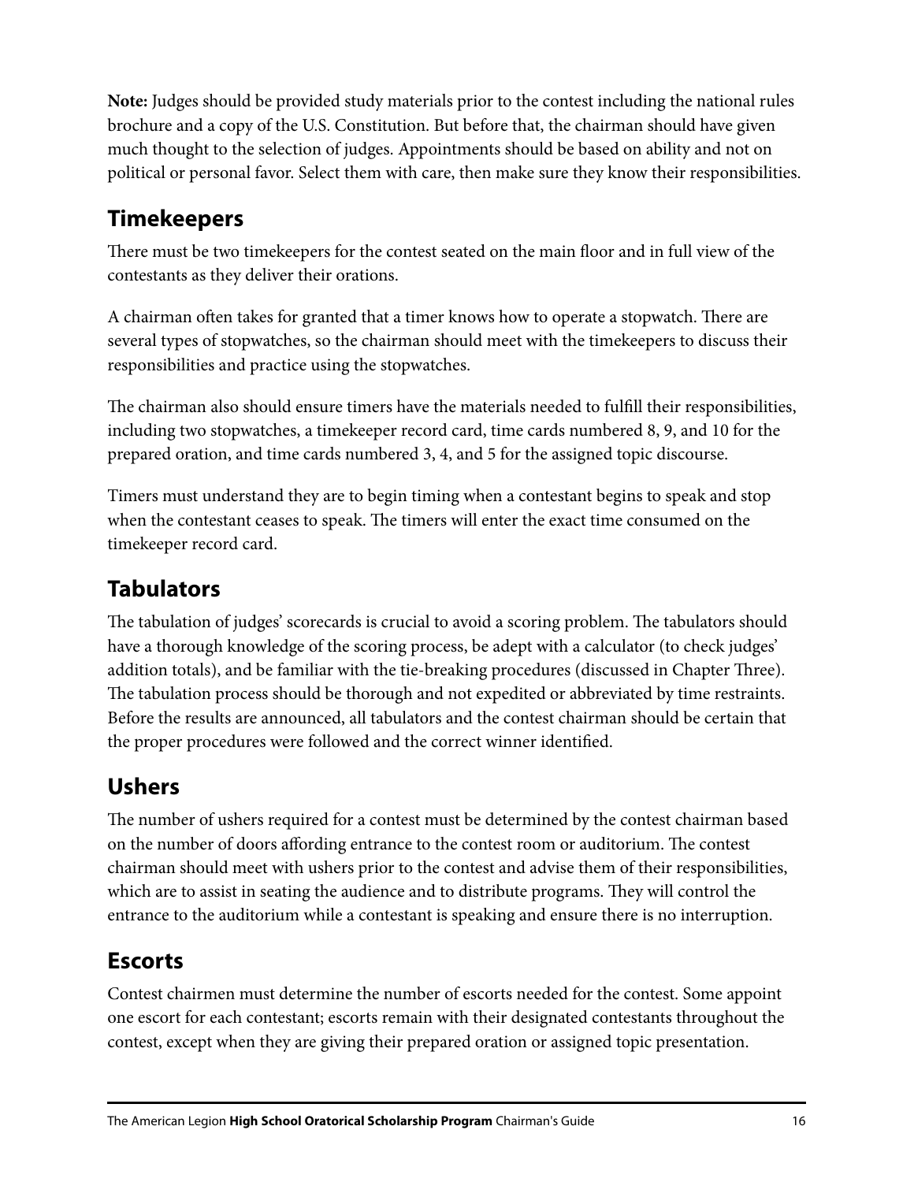**Note:** Judges should be provided study materials prior to the contest including the national rules brochure and a copy of the U.S. Constitution. But before that, the chairman should have given much thought to the selection of judges. Appointments should be based on ability and not on political or personal favor. Select them with care, then make sure they know their responsibilities.

## Timekeepers

There must be two timekeepers for the contest seated on the main floor and in full view of the contestants as they deliver their orations.

A chairman often takes for granted that a timer knows how to operate a stopwatch. There are several types of stopwatches, so the chairman should meet with the timekeepers to discuss their responsibilities and practice using the stopwatches.

The chairman also should ensure timers have the materials needed to fulfill their responsibilities, including two stopwatches, a timekeeper record card, time cards numbered 8, 9, and 10 for the prepared oration, and time cards numbered 3, 4, and 5 for the assigned topic discourse.

Timers must understand they are to begin timing when a contestant begins to speak and stop when the contestant ceases to speak. The timers will enter the exact time consumed on the timekeeper record card.

## Tabulators

The tabulation of judges' scorecards is crucial to avoid a scoring problem. The tabulators should have a thorough knowledge of the scoring process, be adept with a calculator (to check judges' addition totals), and be familiar with the tie-breaking procedures (discussed in Chapter Three). The tabulation process should be thorough and not expedited or abbreviated by time restraints. Before the results are announced, all tabulators and the contest chairman should be certain that the proper procedures were followed and the correct winner identified.

## Ushers

The number of ushers required for a contest must be determined by the contest chairman based on the number of doors affording entrance to the contest room or auditorium. The contest chairman should meet with ushers prior to the contest and advise them of their responsibilities, which are to assist in seating the audience and to distribute programs. They will control the entrance to the auditorium while a contestant is speaking and ensure there is no interruption.

## Escorts

Contest chairmen must determine the number of escorts needed for the contest. Some appoint one escort for each contestant; escorts remain with their designated contestants throughout the contest, except when they are giving their prepared oration or assigned topic presentation.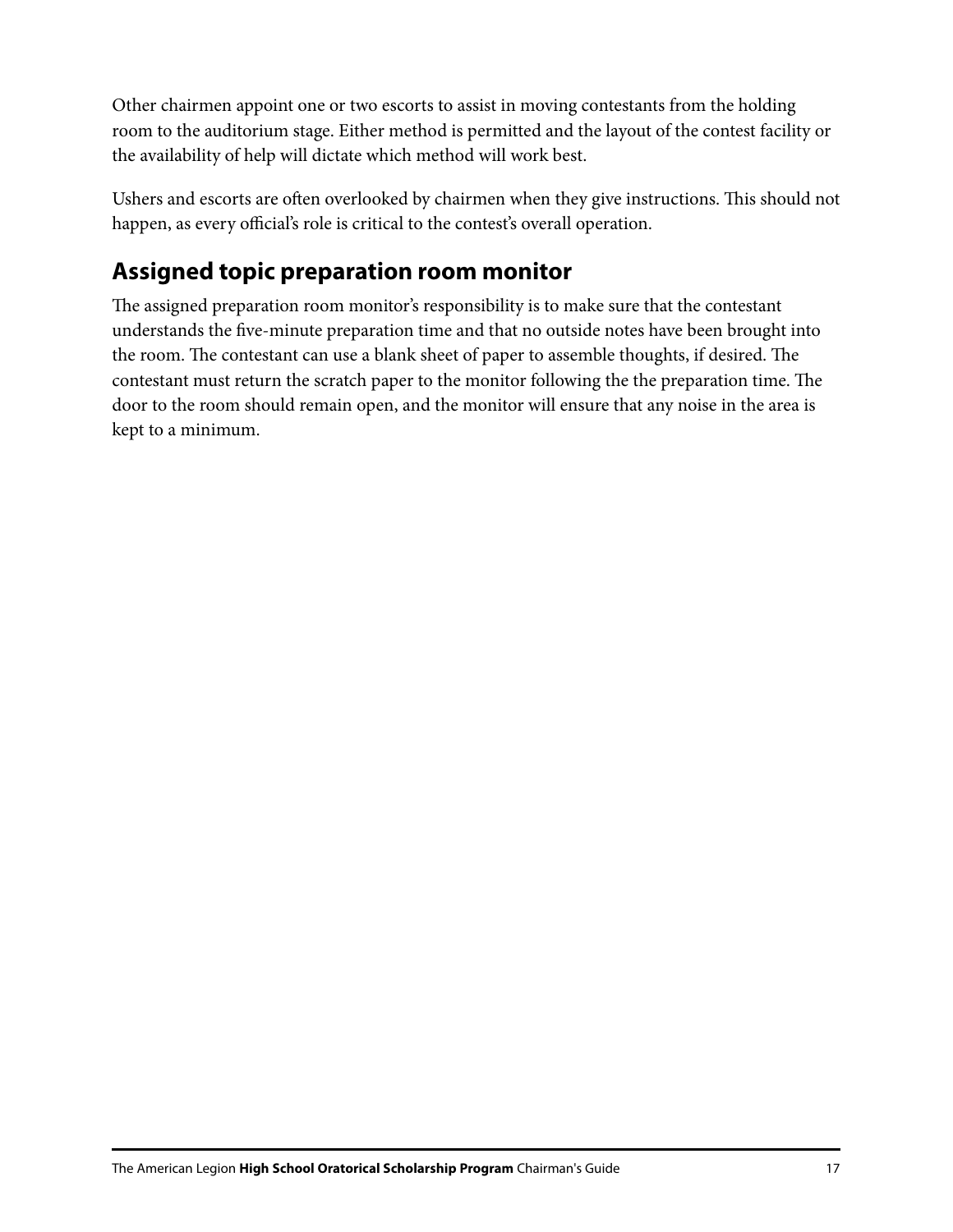Other chairmen appoint one or two escorts to assist in moving contestants from the holding room to the auditorium stage. Either method is permitted and the layout of the contest facility or the availability of help will dictate which method will work best.

Ushers and escorts are often overlooked by chairmen when they give instructions. This should not happen, as every official's role is critical to the contest's overall operation.

## Assigned topic preparation room monitor

The assigned preparation room monitor's responsibility is to make sure that the contestant understands the five-minute preparation time and that no outside notes have been brought into the room. The contestant can use a blank sheet of paper to assemble thoughts, if desired. The contestant must return the scratch paper to the monitor following the the preparation time. The door to the room should remain open, and the monitor will ensure that any noise in the area is kept to a minimum.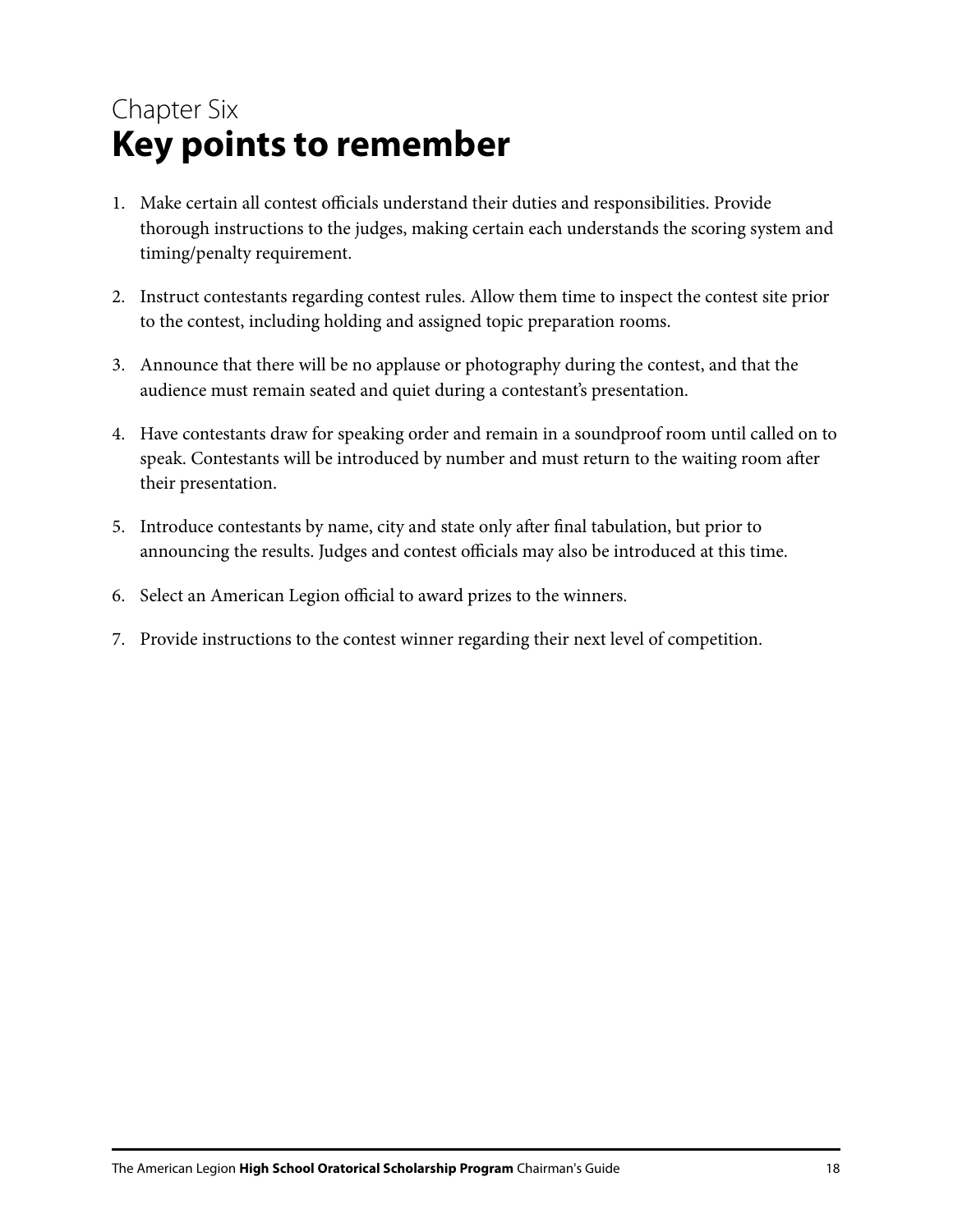Chapter Six

# Key points to remember

1. Make certain all contest officials understand their duties and responsibilities. Provide thorough instructions to the judges, making certain each understands the scoring system and timing/penalty requirement.

2. Instruct contestants regarding contest rules. Allow them time to inspect the contest site prior to the contest, including holding and assigned topic preparation rooms.

3. Announce that there will be no applause or photography during the contest, and that the audience must remain seated and quiet during a contestant's presentation.

4. Have contestants draw for speaking order and remain in a soundproof room until called on to speak. Contestants will be introduced by number and must return to the waiting room after their presentation.

5. Introduce contestants by name, city and state only after final tabulation, but prior to announcing the results. Judges and contest officials may also be introduced at this time.

6. Select an American Legion official to award prizes to the winners.

7. Provide instructions to the contest winner regarding their next level of competition.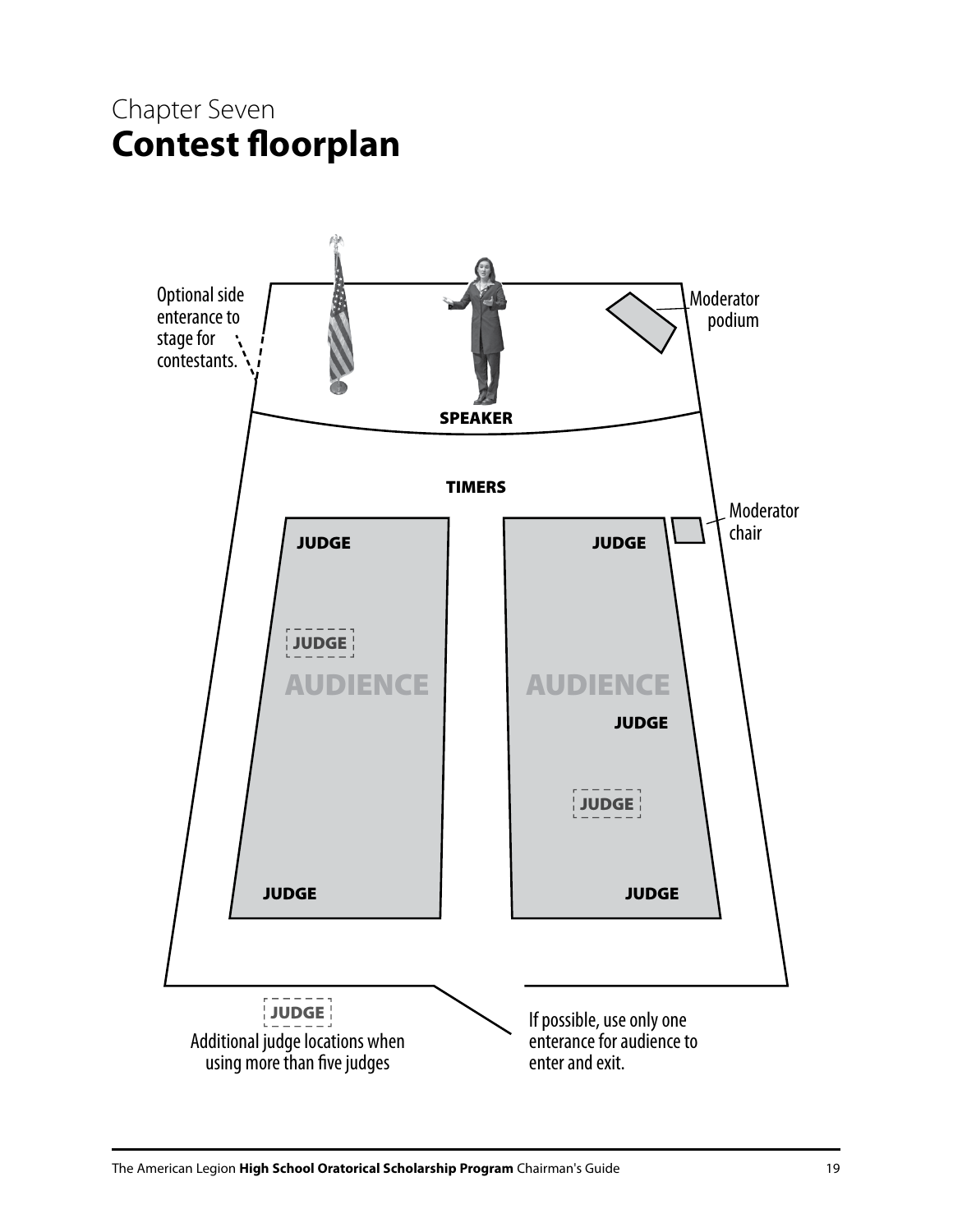Chapter Seven

# Contest floorplan

Optional side enterance to stage for contestants.

Moderator podium

SPEAKER

TIMERS

Moderator chair

JUDGE

JUDGE

JUDGE

AUDIENCE

AUDIENCE

JUDGE

JUDGE

JUDGE

JUDGE

JUDGE

JUDGE
Additional judge locations when using more than five judges

If possible, use only one enterance for audience to enter and exit.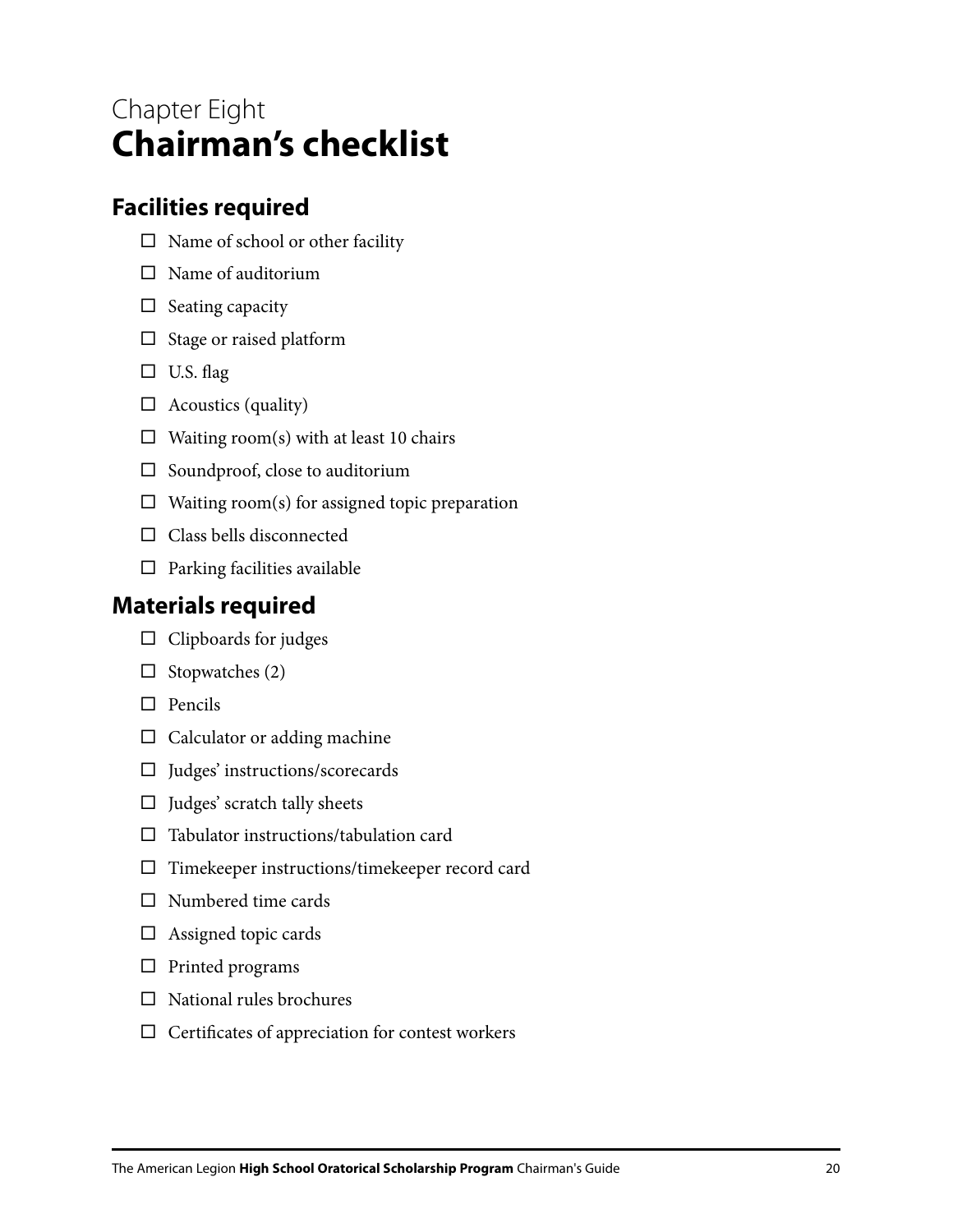Chapter Eight

# Chairman's checklist

## Facilities required

- ☐ Name of school or other facility
- ☐ Name of auditorium
- ☐ Seating capacity
- ☐ Stage or raised platform
- ☐ U.S. flag
- ☐ Acoustics (quality)
- ☐ Waiting room(s) with at least 10 chairs
- ☐ Soundproof, close to auditorium
- ☐ Waiting room(s) for assigned topic preparation
- ☐ Class bells disconnected
- ☐ Parking facilities available

## Materials required

- ☐ Clipboards for judges
- ☐ Stopwatches (2)
- ☐ Pencils
- ☐ Calculator or adding machine
- ☐ Judges' instructions/scorecards
- ☐ Judges' scratch tally sheets
- ☐ Tabulator instructions/tabulation card
- ☐ Timekeeper instructions/timekeeper record card
- ☐ Numbered time cards
- ☐ Assigned topic cards
- ☐ Printed programs
- ☐ National rules brochures
- ☐ Certificates of appreciation for contest workers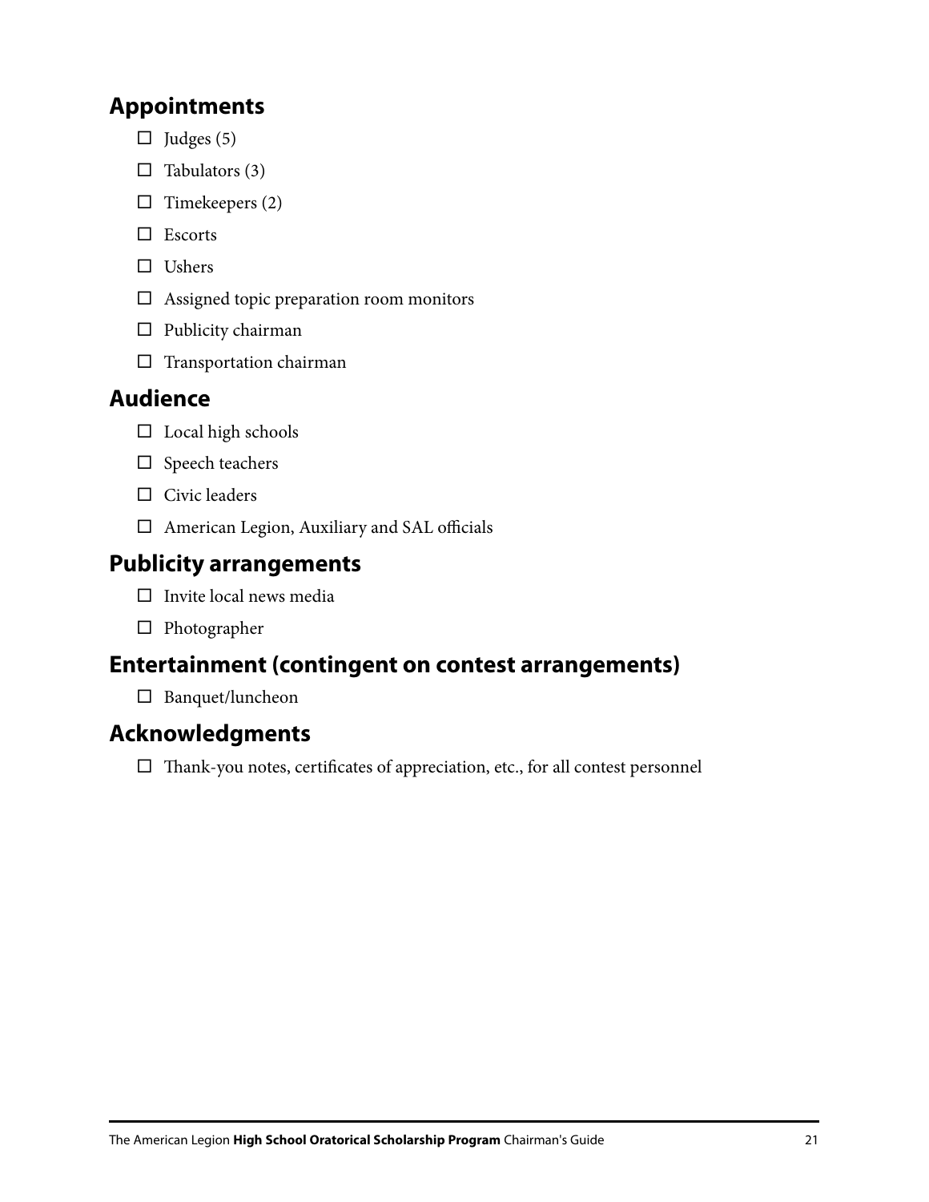## Appointments

- ☐ Judges (5)
- ☐ Tabulators (3)
- ☐ Timekeepers (2)
- ☐ Escorts
- ☐ Ushers
- ☐ Assigned topic preparation room monitors
- ☐ Publicity chairman
- ☐ Transportation chairman

## Audience

- ☐ Local high schools
- ☐ Speech teachers
- ☐ Civic leaders
- ☐ American Legion, Auxiliary and SAL officials

## Publicity arrangements

- ☐ Invite local news media
- ☐ Photographer

## Entertainment (contingent on contest arrangements)

- ☐ Banquet/luncheon

## Acknowledgments

- ☐ Thank-you notes, certificates of appreciation, etc., for all contest personnel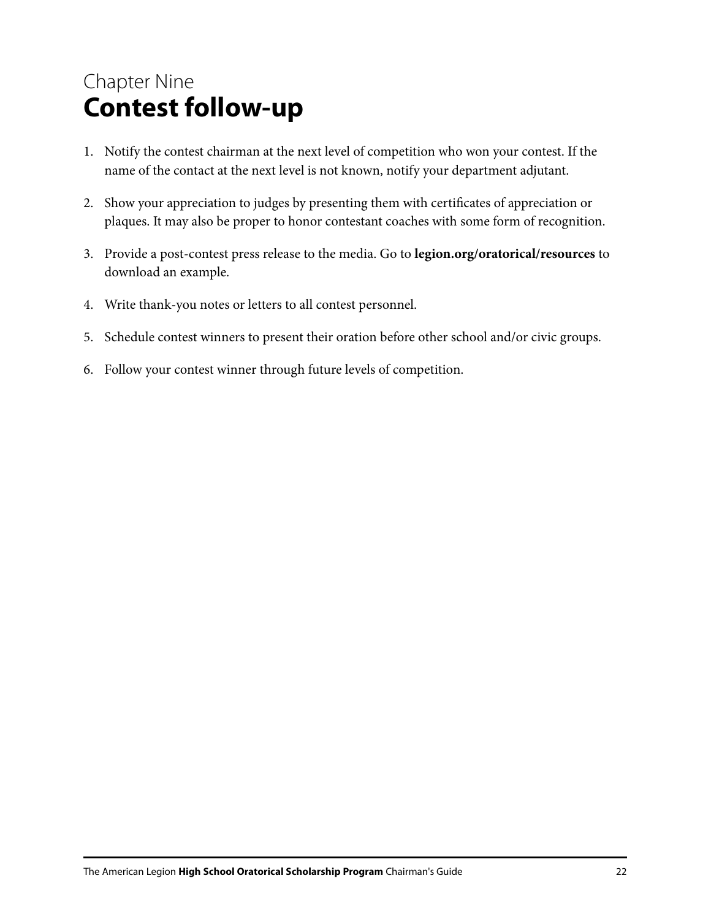Chapter Nine

# Contest follow-up

1. Notify the contest chairman at the next level of competition who won your contest. If the name of the contact at the next level is not known, notify your department adjutant.
2. Show your appreciation to judges by presenting them with certificates of appreciation or plaques. It may also be proper to honor contestant coaches with some form of recognition.
3. Provide a post-contest press release to the media. Go to **legion.org/oratorical/resources** to download an example.
4. Write thank-you notes or letters to all contest personnel.
5. Schedule contest winners to present their oration before other school and/or civic groups.
6. Follow your contest winner through future levels of competition.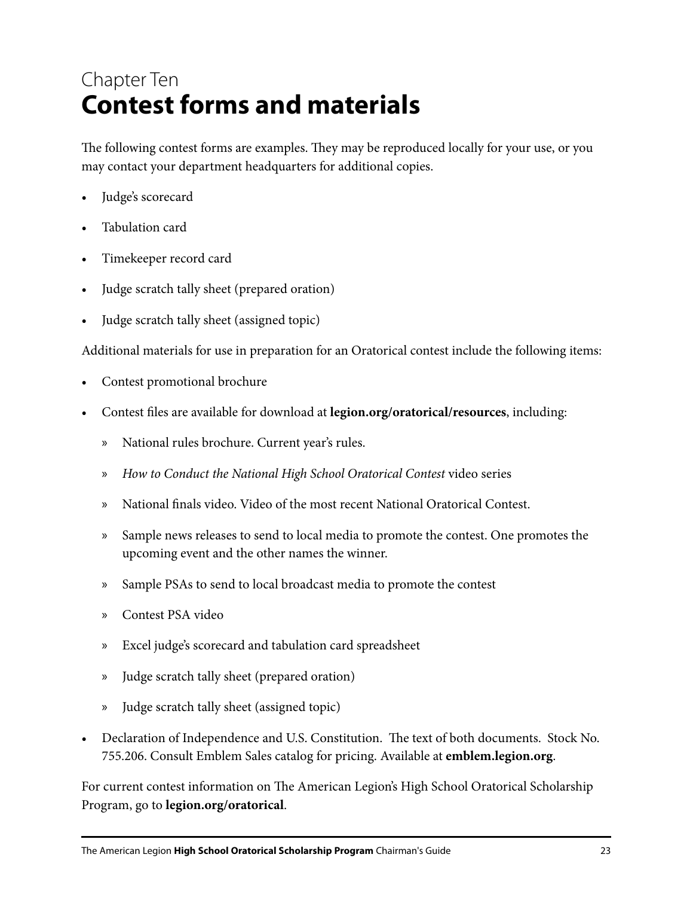# Chapter Ten
## Contest forms and materials

The following contest forms are examples. They may be reproduced locally for your use, or you may contact your department headquarters for additional copies.

- Judge's scorecard
- Tabulation card
- Timekeeper record card
- Judge scratch tally sheet (prepared oration)
- Judge scratch tally sheet (assigned topic)

Additional materials for use in preparation for an Oratorical contest include the following items:

- Contest promotional brochure
- Contest files are available for download at **legion.org/oratorical/resources**, including:
  - National rules brochure. Current year's rules.
  - *How to Conduct the National High School Oratorical Contest* video series
  - National finals video. Video of the most recent National Oratorical Contest.
  - Sample news releases to send to local media to promote the contest. One promotes the upcoming event and the other names the winner.
  - Sample PSAs to send to local broadcast media to promote the contest
  - Contest PSA video
  - Excel judge's scorecard and tabulation card spreadsheet
  - Judge scratch tally sheet (prepared oration)
  - Judge scratch tally sheet (assigned topic)
- Declaration of Independence and U.S. Constitution. The text of both documents. Stock No. 755.206. Consult Emblem Sales catalog for pricing. Available at **emblem.legion.org**.

For current contest information on The American Legion's High School Oratorical Scholarship Program, go to **legion.org/oratorical**.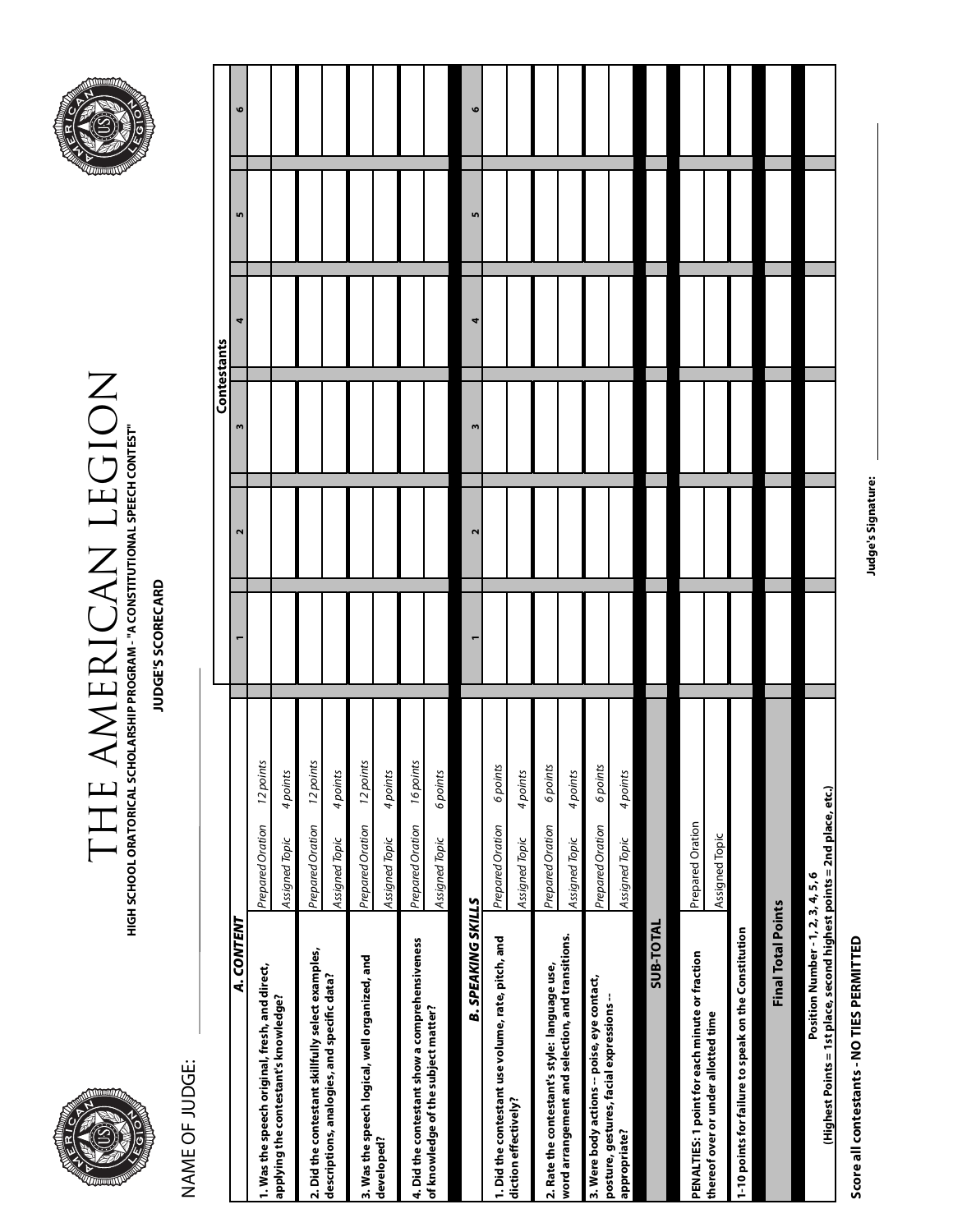# THE AMERICAN LEGION

**HIGH SCHOOL ORATORICAL SCHOLARSHIP PROGRAM - "A CONSTITUTIONAL SPEECH CONTEST"**

**JUDGE'S SCORECARD**

NAME OF JUDGE: ______________________

| | | | Contestants | | | | | |
|---|---|---|---|---|---|---|---|---|
| ***A. CONTENT*** | | | **1** | **2** | **3** | **4** | **5** | **6** |
| **1. Was the speech original, fresh, and direct, applying the contestant's knowledge?** | *Prepared Oration* | *12 points* | | | | | | |
| | *Assigned Topic* | *4 points* | | | | | | |
| **2. Did the contestant skillfully select examples, descriptions, analogies, and specific data?** | *Prepared Oration* | *12 points* | | | | | | |
| | *Assigned Topic* | *4 points* | | | | | | |
| **3. Was the speech logical, well organized, and developed?** | *Prepared Oration* | *12 points* | | | | | | |
| | *Assigned Topic* | *4 points* | | | | | | |
| **4. Did the contestant show a comprehensiveness of knowledge of the subject matter?** | *Prepared Oration* | *16 points* | | | | | | |
| | *Assigned Topic* | *6 points* | | | | | | |
| ***B. SPEAKING SKILLS*** | | | **1** | **2** | **3** | **4** | **5** | **6** |
| **1. Did the contestant use volume, rate, pitch, and diction effectively?** | *Prepared Oration* | *6 points* | | | | | | |
| | *Assigned Topic* | *4 points* | | | | | | |
| **2. Rate the contestant's style: language use, word arrangement and selection, and transitions.** | *Prepared Oration* | *6 points* | | | | | | |
| | *Assigned Topic* | *4 points* | | | | | | |
| **3. Were body actions -- poise, eye contact, posture, gestures, facial expressions -- appropriate?** | *Prepared Oration* | *6 points* | | | | | | |
| | *Assigned Topic* | *4 points* | | | | | | |
| **SUB-TOTAL** | | | | | | | | |
| **PENALTIES: 1 point for each minute or fraction thereof over or under allotted time** | Prepared Oration | | | | | | | |
| | Assigned Topic | | | | | | | |
| **1-10 points for failure to speak on the Constitution** | | | | | | | | |
| **Final Total Points** | | | | | | | | |
| **Position Number - 1, 2, 3, 4, 5, 6 (Highest Points = 1st place, second highest points = 2nd place, etc.)** | | | | | | | | |

**Score all contestants - NO TIES PERMITTED**

**Judge's Signature:** ______________________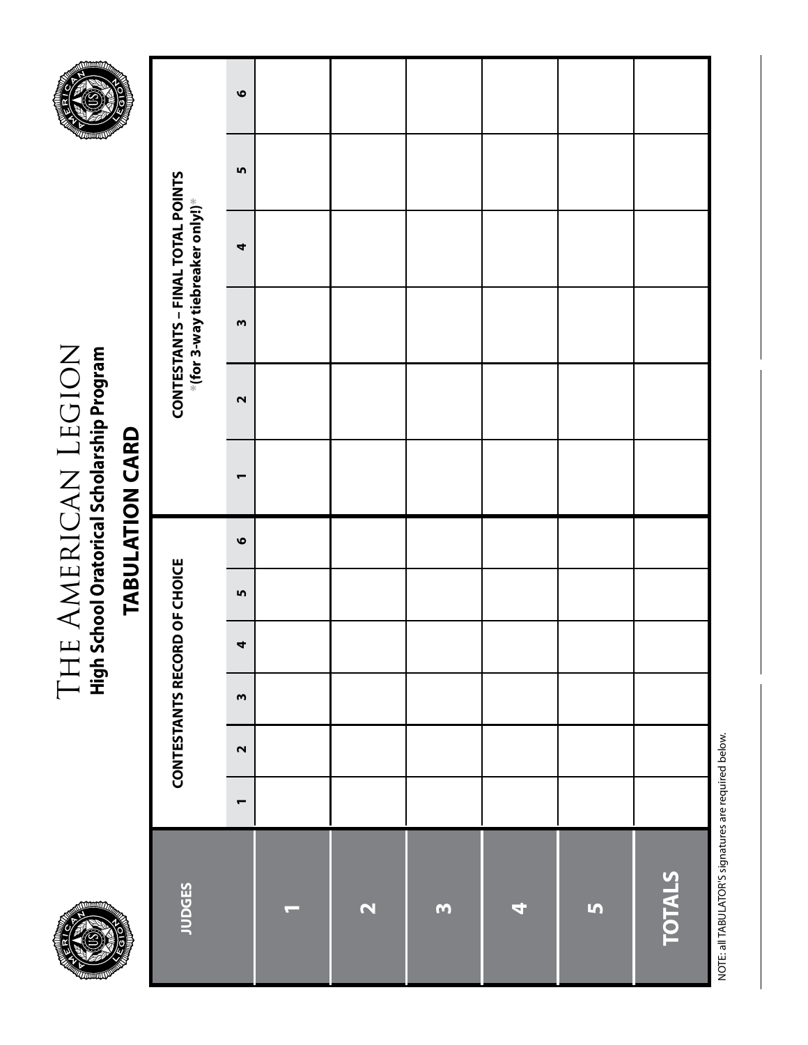# The American Legion

## High School Oratorical Scholarship Program

## TABULATION CARD

| JUDGES | CONTESTANTS RECORD OF CHOICE | | | | | | CONTESTANTS – FINAL TOTAL POINTS *(for 3-way tiebreaker only!)* | | | | | |
|---|---|---|---|---|---|---|---|---|---|---|---|---|
| | 1 | 2 | 3 | 4 | 5 | 6 | 1 | 2 | 3 | 4 | 5 | 6 |
| 1 | | | | | | | | | | | | |
| 2 | | | | | | | | | | | | |
| 3 | | | | | | | | | | | | |
| 4 | | | | | | | | | | | | |
| 5 | | | | | | | | | | | | |
| TOTALS | | | | | | | | | | | | |

NOTE: all TABULATOR'S signatures are required below.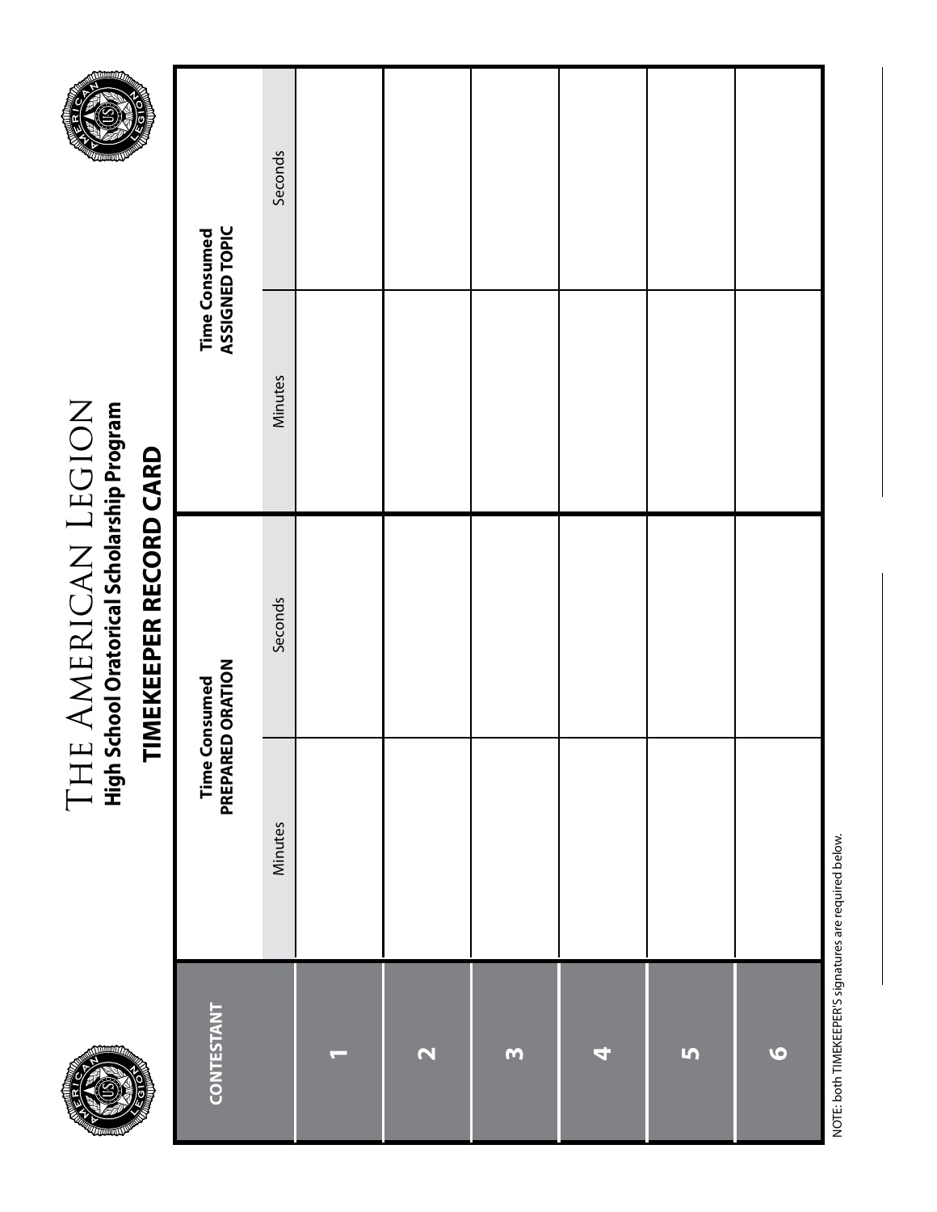# THE AMERICAN LEGION

## High School Oratorical Scholarship Program

## TIMEKEEPER RECORD CARD

| CONTESTANT | Time Consumed PREPARED ORATION | | Time Consumed ASSIGNED TOPIC | |
|---|---|---|---|---|
| | Minutes | Seconds | Minutes | Seconds |
| 1 | | | | |
| 2 | | | | |
| 3 | | | | |
| 4 | | | | |
| 5 | | | | |
| 6 | | | | |

NOTE: both TIMEKEEPER'S signatures are required below.

_______________________________ _______________________________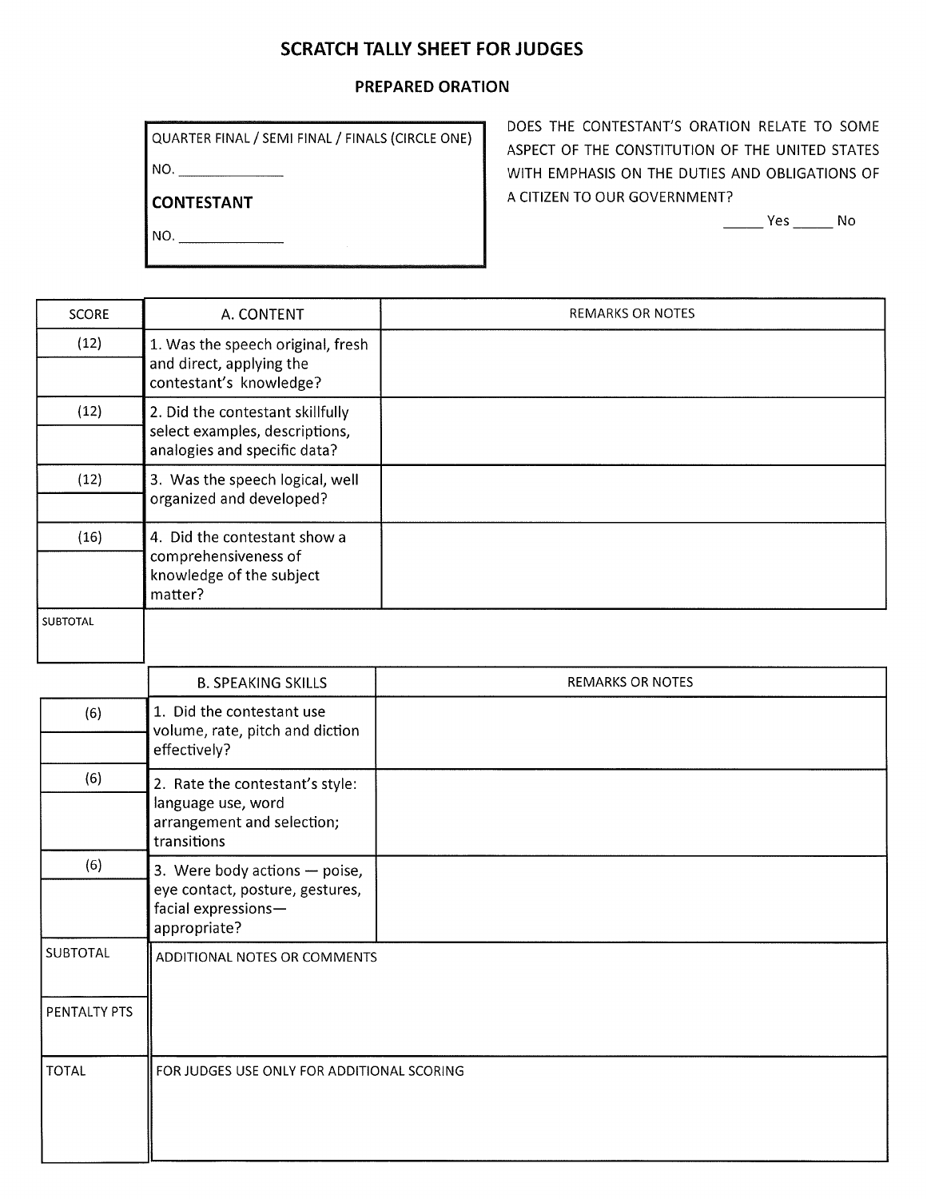# SCRATCH TALLY SHEET FOR JUDGES

## PREPARED ORATION

QUARTER FINAL / SEMI FINAL / FINALS (CIRCLE ONE)

NO. _______________

**CONTESTANT**

NO. _______________

DOES THE CONTESTANT'S ORATION RELATE TO SOME ASPECT OF THE CONSTITUTION OF THE UNITED STATES WITH EMPHASIS ON THE DUTIES AND OBLIGATIONS OF A CITIZEN TO OUR GOVERNMENT?

_____ Yes _____ No

| SCORE | A. CONTENT | REMARKS OR NOTES |
|---|---|---|
| (12) | 1. Was the speech original, fresh and direct, applying the contestant's knowledge? | |
| (12) | 2. Did the contestant skillfully select examples, descriptions, analogies and specific data? | |
| (12) | 3. Was the speech logical, well organized and developed? | |
| (16) | 4. Did the contestant show a comprehensiveness of knowledge of the subject matter? | |
| SUBTOTAL | | |

| SCORE | B. SPEAKING SKILLS | REMARKS OR NOTES |
|---|---|---|
| (6) | 1. Did the contestant use volume, rate, pitch and diction effectively? | |
| (6) | 2. Rate the contestant's style: language use, word arrangement and selection; transitions | |
| (6) | 3. Were body actions — poise, eye contact, posture, gestures, facial expressions— appropriate? | |
| SUBTOTAL | ADDITIONAL NOTES OR COMMENTS | |
| PENTALTY PTS | | |
| TOTAL | FOR JUDGES USE ONLY FOR ADDITIONAL SCORING | |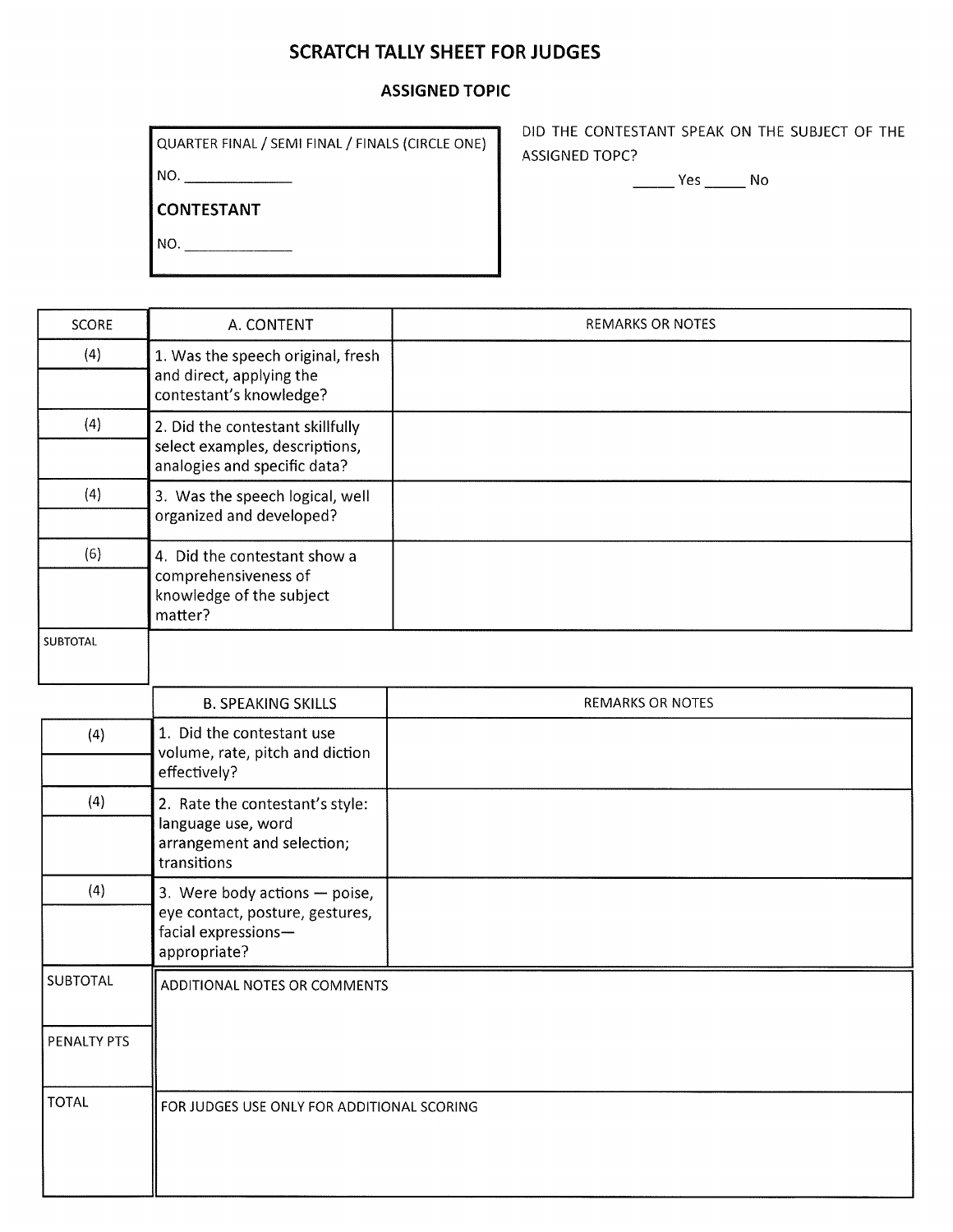# SCRATCH TALLY SHEET FOR JUDGES

## ASSIGNED TOPIC

QUARTER FINAL / SEMI FINAL / FINALS (CIRCLE ONE)

NO. _____________

**CONTESTANT**

NO. _____________

DID THE CONTESTANT SPEAK ON THE SUBJECT OF THE ASSIGNED TOPC?

_____ Yes _____ No

| SCORE | A. CONTENT | REMARKS OR NOTES |
|---|---|---|
| (4) | 1. Was the speech original, fresh and direct, applying the contestant's knowledge? | |
| (4) | 2. Did the contestant skillfully select examples, descriptions, analogies and specific data? | |
| (4) | 3. Was the speech logical, well organized and developed? | |
| (6) | 4. Did the contestant show a comprehensiveness of knowledge of the subject matter? | |
| SUBTOTAL | | |

| SCORE | B. SPEAKING SKILLS | REMARKS OR NOTES |
|---|---|---|
| (4) | 1. Did the contestant use volume, rate, pitch and diction effectively? | |
| (4) | 2. Rate the contestant's style: language use, word arrangement and selection; transitions | |
| (4) | 3. Were body actions — poise, eye contact, posture, gestures, facial expressions— appropriate? | |
| SUBTOTAL | ADDITIONAL NOTES OR COMMENTS | |
| PENALTY PTS | | |
| TOTAL | FOR JUDGES USE ONLY FOR ADDITIONAL SCORING | |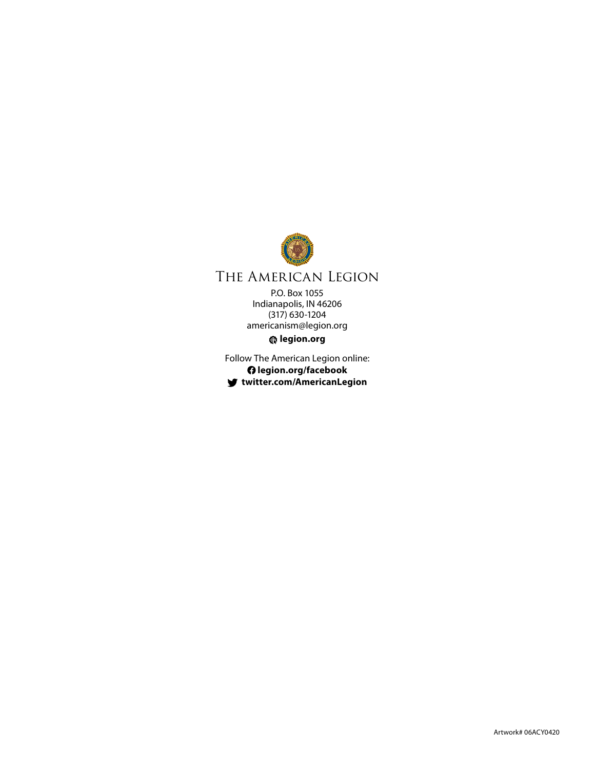# The American Legion

P.O. Box 1055
Indianapolis, IN 46206
(317) 630-1204
americanism@legion.org

**legion.org**

Follow The American Legion online:

**legion.org/facebook**

**twitter.com/AmericanLegion**

Artwork# 06ACY0420